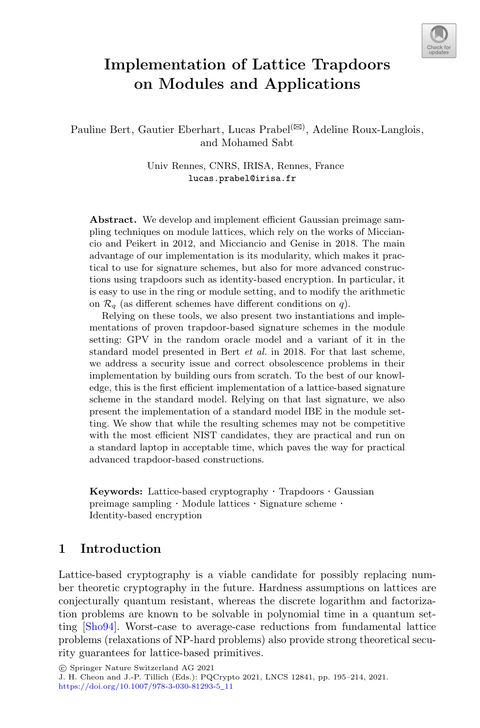# Implementation of Lattice Trapdoors on Modules and Applications

Pauline Bert, Gautier Eberhart, Lucas Prabel(✉), Adeline Roux-Langlois, and Mohamed Sabt

Univ Rennes, CNRS, IRISA, Rennes, France
lucas.prabel@irisa.fr

**Abstract.** We develop and implement efficient Gaussian preimage sampling techniques on module lattices, which rely on the works of Micciancio and Peikert in 2012, and Micciancio and Genise in 2018. The main advantage of our implementation is its modularity, which makes it practical to use for signature schemes, but also for more advanced constructions using trapdoors such as identity-based encryption. In particular, it is easy to use in the ring or module setting, and to modify the arithmetic on $\mathcal{R}_q$ (as different schemes have different conditions on $q$).

Relying on these tools, we also present two instantiations and implementations of proven trapdoor-based signature schemes in the module setting: GPV in the random oracle model and a variant of it in the standard model presented in Bert *et al.* in 2018. For that last scheme, we address a security issue and correct obsolescence problems in their implementation by building ours from scratch. To the best of our knowledge, this is the first efficient implementation of a lattice-based signature scheme in the standard model. Relying on that last signature, we also present the implementation of a standard model IBE in the module setting. We show that while the resulting schemes may not be competitive with the most efficient NIST candidates, they are practical and run on a standard laptop in acceptable time, which paves the way for practical advanced trapdoor-based constructions.

**Keywords:** Lattice-based cryptography · Trapdoors · Gaussian preimage sampling · Module lattices · Signature scheme · Identity-based encryption

## 1 Introduction

Lattice-based cryptography is a viable candidate for possibly replacing number theoretic cryptography in the future. Hardness assumptions on lattices are conjecturally quantum resistant, whereas the discrete logarithm and factorization problems are known to be solvable in polynomial time in a quantum setting [Sho94]. Worst-case to average-case reductions from fundamental lattice problems (relaxations of NP-hard problems) also provide strong theoretical security guarantees for lattice-based primitives.

© Springer Nature Switzerland AG 2021
J. H. Cheon and J.-P. Tillich (Eds.): PQCrypto 2021, LNCS 12841, pp. 195–214, 2021.
https://doi.org/10.1007/978-3-030-81293-5_11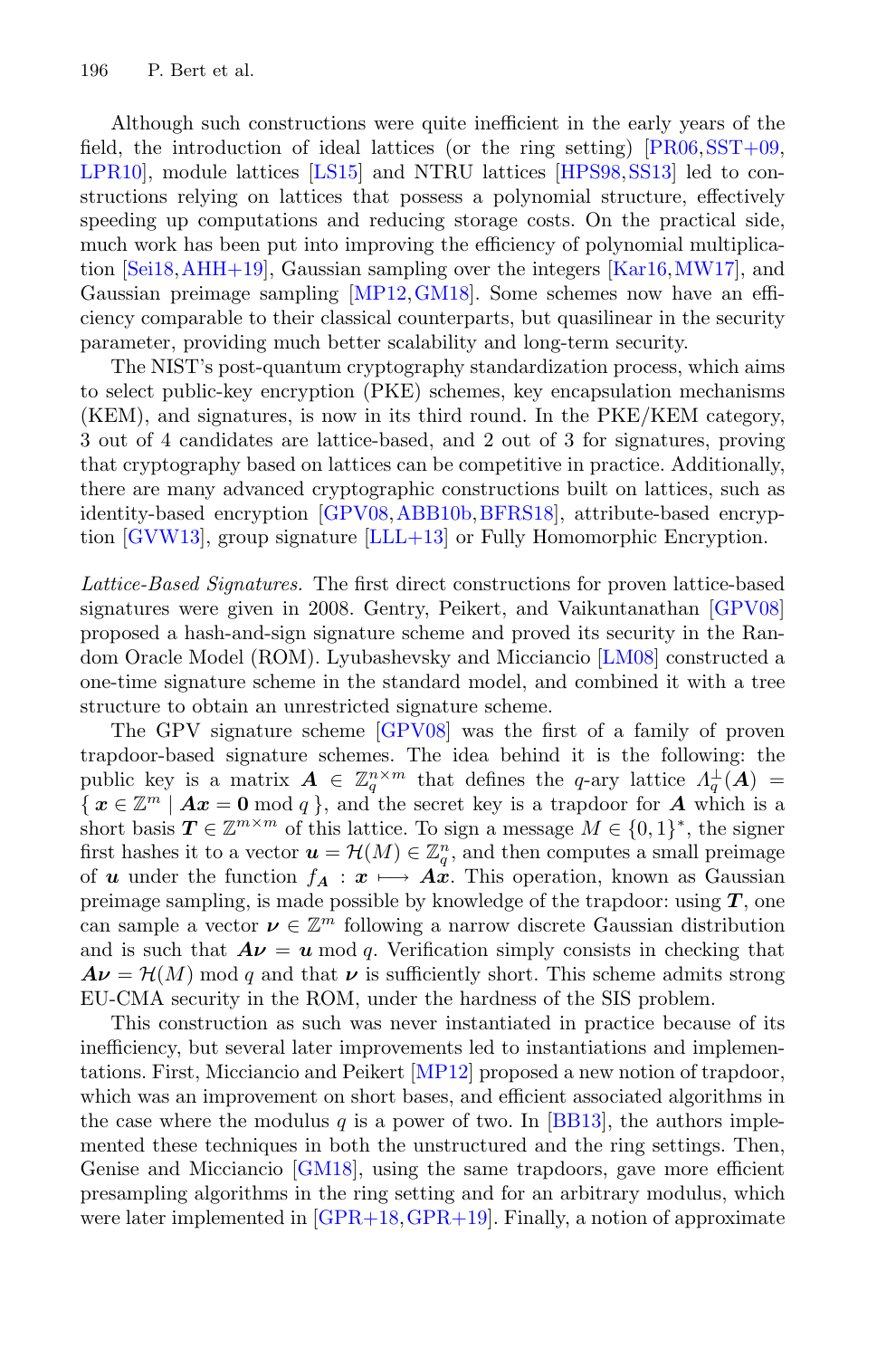Although such constructions were quite inefficient in the early years of the field, the introduction of ideal lattices (or the ring setting) [PR06, SST+09, LPR10], module lattices [LS15] and NTRU lattices [HPS98, SS13] led to constructions relying on lattices that possess a polynomial structure, effectively speeding up computations and reducing storage costs. On the practical side, much work has been put into improving the efficiency of polynomial multiplication [Sei18, AHH+19], Gaussian sampling over the integers [Kar16, MW17], and Gaussian preimage sampling [MP12, GM18]. Some schemes now have an efficiency comparable to their classical counterparts, but quasilinear in the security parameter, providing much better scalability and long-term security.

The NIST's post-quantum cryptography standardization process, which aims to select public-key encryption (PKE) schemes, key encapsulation mechanisms (KEM), and signatures, is now in its third round. In the PKE/KEM category, 3 out of 4 candidates are lattice-based, and 2 out of 3 for signatures, proving that cryptography based on lattices can be competitive in practice. Additionally, there are many advanced cryptographic constructions built on lattices, such as identity-based encryption [GPV08, ABB10b, BFRS18], attribute-based encryption [GVW13], group signature [LLL+13] or Fully Homomorphic Encryption.

*Lattice-Based Signatures.* The first direct constructions for proven lattice-based signatures were given in 2008. Gentry, Peikert, and Vaikuntanathan [GPV08] proposed a hash-and-sign signature scheme and proved its security in the Random Oracle Model (ROM). Lyubashevsky and Micciancio [LM08] constructed a one-time signature scheme in the standard model, and combined it with a tree structure to obtain an unrestricted signature scheme.

The GPV signature scheme [GPV08] was the first of a family of proven trapdoor-based signature schemes. The idea behind it is the following: the public key is a matrix $\boldsymbol{A} \in \mathbb{Z}_q^{n\times m}$ that defines the $q$-ary lattice $\Lambda_q^{\perp}(\boldsymbol{A}) = \{\, \boldsymbol{x} \in \mathbb{Z}^m \mid \boldsymbol{A}\boldsymbol{x} = \boldsymbol{0} \bmod q \,\}$, and the secret key is a trapdoor for $\boldsymbol{A}$ which is a short basis $\boldsymbol{T} \in \mathbb{Z}^{m\times m}$ of this lattice. To sign a message $M \in \{0,1\}^*$, the signer first hashes it to a vector $\boldsymbol{u} = \mathcal{H}(M) \in \mathbb{Z}_q^n$, and then computes a small preimage of $\boldsymbol{u}$ under the function $f_{\boldsymbol{A}} : \boldsymbol{x} \longmapsto \boldsymbol{A}\boldsymbol{x}$. This operation, known as Gaussian preimage sampling, is made possible by knowledge of the trapdoor: using $\boldsymbol{T}$, one can sample a vector $\boldsymbol{\nu} \in \mathbb{Z}^m$ following a narrow discrete Gaussian distribution and is such that $\boldsymbol{A}\boldsymbol{\nu} = \boldsymbol{u} \bmod q$. Verification simply consists in checking that $\boldsymbol{A}\boldsymbol{\nu} = \mathcal{H}(M) \bmod q$ and that $\boldsymbol{\nu}$ is sufficiently short. This scheme admits strong EU-CMA security in the ROM, under the hardness of the SIS problem.

This construction as such was never instantiated in practice because of its inefficiency, but several later improvements led to instantiations and implementations. First, Micciancio and Peikert [MP12] proposed a new notion of trapdoor, which was an improvement on short bases, and efficient associated algorithms in the case where the modulus $q$ is a power of two. In [BB13], the authors implemented these techniques in both the unstructured and the ring settings. Then, Genise and Micciancio [GM18], using the same trapdoors, gave more efficient presampling algorithms in the ring setting and for an arbitrary modulus, which were later implemented in [GPR+18, GPR+19]. Finally, a notion of approximate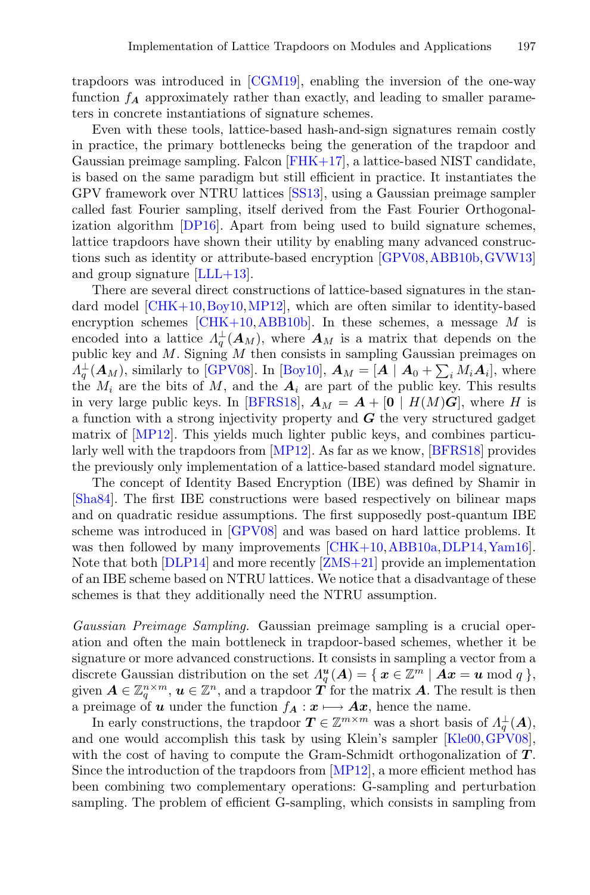trapdoors was introduced in [CGM19], enabling the inversion of the one-way function $f_{\boldsymbol{A}}$ approximately rather than exactly, and leading to smaller parameters in concrete instantiations of signature schemes.

Even with these tools, lattice-based hash-and-sign signatures remain costly in practice, the primary bottlenecks being the generation of the trapdoor and Gaussian preimage sampling. Falcon [FHK+17], a lattice-based NIST candidate, is based on the same paradigm but still efficient in practice. It instantiates the GPV framework over NTRU lattices [SS13], using a Gaussian preimage sampler called fast Fourier sampling, itself derived from the Fast Fourier Orthogonalization algorithm [DP16]. Apart from being used to build signature schemes, lattice trapdoors have shown their utility by enabling many advanced constructions such as identity or attribute-based encryption [GPV08, ABB10b, GVW13] and group signature [LLL+13].

There are several direct constructions of lattice-based signatures in the standard model [CHK+10, Boy10, MP12], which are often similar to identity-based encryption schemes [CHK+10, ABB10b]. In these schemes, a message $M$ is encoded into a lattice $\Lambda_q^{\perp}(\boldsymbol{A}_M)$, where $\boldsymbol{A}_M$ is a matrix that depends on the public key and $M$. Signing $M$ then consists in sampling Gaussian preimages on $\Lambda_q^{\perp}(\boldsymbol{A}_M)$, similarly to [GPV08]. In [Boy10], $\boldsymbol{A}_M = [\boldsymbol{A} \mid \boldsymbol{A}_0 + \sum_i M_i \boldsymbol{A}_i]$, where the $M_i$ are the bits of $M$, and the $\boldsymbol{A}_i$ are part of the public key. This results in very large public keys. In [BFRS18], $\boldsymbol{A}_M = \boldsymbol{A} + [\boldsymbol{0} \mid H(M)\boldsymbol{G}]$, where $H$ is a function with a strong injectivity property and $\boldsymbol{G}$ the very structured gadget matrix of [MP12]. This yields much lighter public keys, and combines particularly well with the trapdoors from [MP12]. As far as we know, [BFRS18] provides the previously only implementation of a lattice-based standard model signature.

The concept of Identity Based Encryption (IBE) was defined by Shamir in [Sha84]. The first IBE constructions were based respectively on bilinear maps and on quadratic residue assumptions. The first supposedly post-quantum IBE scheme was introduced in [GPV08] and was based on hard lattice problems. It was then followed by many improvements [CHK+10, ABB10a, DLP14, Yam16]. Note that both [DLP14] and more recently [ZMS+21] provide an implementation of an IBE scheme based on NTRU lattices. We notice that a disadvantage of these schemes is that they additionally need the NTRU assumption.

*Gaussian Preimage Sampling.* Gaussian preimage sampling is a crucial operation and often the main bottleneck in trapdoor-based schemes, whether it be signature or more advanced constructions. It consists in sampling a vector from a discrete Gaussian distribution on the set $\Lambda_q^{\boldsymbol{u}}(\boldsymbol{A}) = \{\, \boldsymbol{x} \in \mathbb{Z}^m \mid \boldsymbol{A}\boldsymbol{x} = \boldsymbol{u} \bmod q \,\}$, given $\boldsymbol{A} \in \mathbb{Z}_q^{n \times m}$, $\boldsymbol{u} \in \mathbb{Z}^n$, and a trapdoor $\boldsymbol{T}$ for the matrix $\boldsymbol{A}$. The result is then a preimage of $\boldsymbol{u}$ under the function $f_{\boldsymbol{A}} : \boldsymbol{x} \longmapsto \boldsymbol{A}\boldsymbol{x}$, hence the name.

In early constructions, the trapdoor $\boldsymbol{T} \in \mathbb{Z}^{m \times m}$ was a short basis of $\Lambda_q^{\perp}(\boldsymbol{A})$, and one would accomplish this task by using Klein's sampler [Kle00, GPV08], with the cost of having to compute the Gram-Schmidt orthogonalization of $\boldsymbol{T}$. Since the introduction of the trapdoors from [MP12], a more efficient method has been combining two complementary operations: G-sampling and perturbation sampling. The problem of efficient G-sampling, which consists in sampling from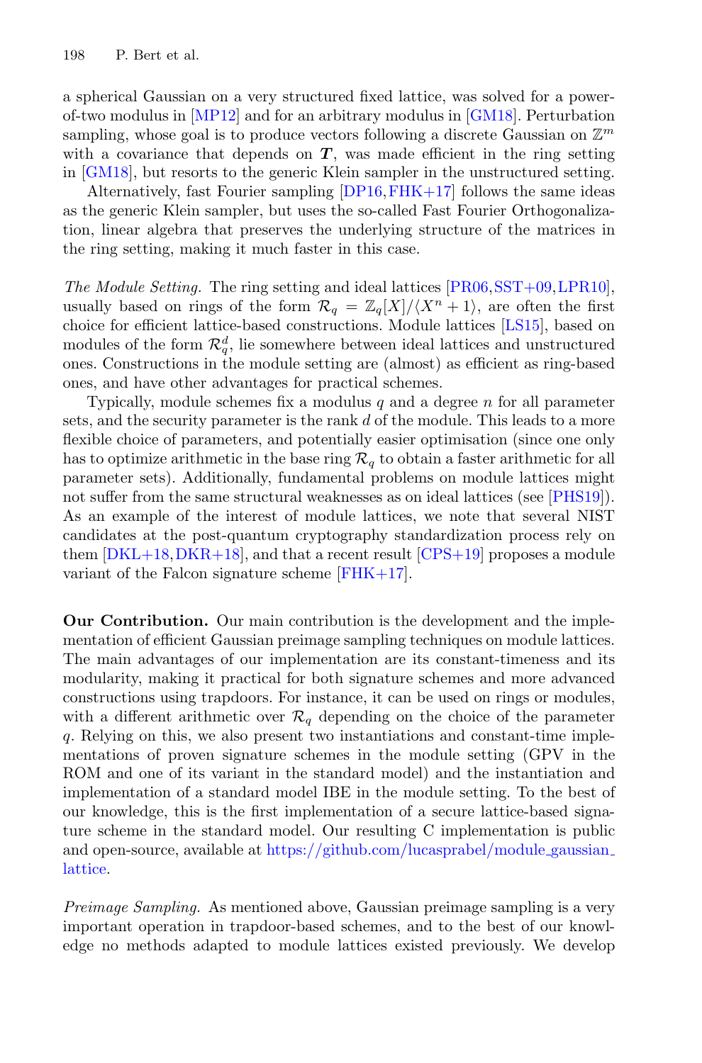a spherical Gaussian on a very structured fixed lattice, was solved for a power-of-two modulus in [MP12] and for an arbitrary modulus in [GM18]. Perturbation sampling, whose goal is to produce vectors following a discrete Gaussian on $\mathbb{Z}^m$ with a covariance that depends on $\boldsymbol{T}$, was made efficient in the ring setting in [GM18], but resorts to the generic Klein sampler in the unstructured setting.

Alternatively, fast Fourier sampling [DP16,FHK+17] follows the same ideas as the generic Klein sampler, but uses the so-called Fast Fourier Orthogonalization, linear algebra that preserves the underlying structure of the matrices in the ring setting, making it much faster in this case.

*The Module Setting.* The ring setting and ideal lattices [PR06,SST+09,LPR10], usually based on rings of the form $\mathcal{R}_q = \mathbb{Z}_q[X]/\langle X^n + 1\rangle$, are often the first choice for efficient lattice-based constructions. Module lattices [LS15], based on modules of the form $\mathcal{R}_q^d$, lie somewhere between ideal lattices and unstructured ones. Constructions in the module setting are (almost) as efficient as ring-based ones, and have other advantages for practical schemes.

Typically, module schemes fix a modulus $q$ and a degree $n$ for all parameter sets, and the security parameter is the rank $d$ of the module. This leads to a more flexible choice of parameters, and potentially easier optimisation (since one only has to optimize arithmetic in the base ring $\mathcal{R}_q$ to obtain a faster arithmetic for all parameter sets). Additionally, fundamental problems on module lattices might not suffer from the same structural weaknesses as on ideal lattices (see [PHS19]). As an example of the interest of module lattices, we note that several NIST candidates at the post-quantum cryptography standardization process rely on them [DKL+18,DKR+18], and that a recent result [CPS+19] proposes a module variant of the Falcon signature scheme [FHK+17].

**Our Contribution.** Our main contribution is the development and the implementation of efficient Gaussian preimage sampling techniques on module lattices. The main advantages of our implementation are its constant-timeness and its modularity, making it practical for both signature schemes and more advanced constructions using trapdoors. For instance, it can be used on rings or modules, with a different arithmetic over $\mathcal{R}_q$ depending on the choice of the parameter $q$. Relying on this, we also present two instantiations and constant-time implementations of proven signature schemes in the module setting (GPV in the ROM and one of its variant in the standard model) and the instantiation and implementation of a standard model IBE in the module setting. To the best of our knowledge, this is the first implementation of a secure lattice-based signature scheme in the standard model. Our resulting C implementation is public and open-source, available at https://github.com/lucasprabel/module_gaussian_lattice.

*Preimage Sampling.* As mentioned above, Gaussian preimage sampling is a very important operation in trapdoor-based schemes, and to the best of our knowledge no methods adapted to module lattices existed previously. We develop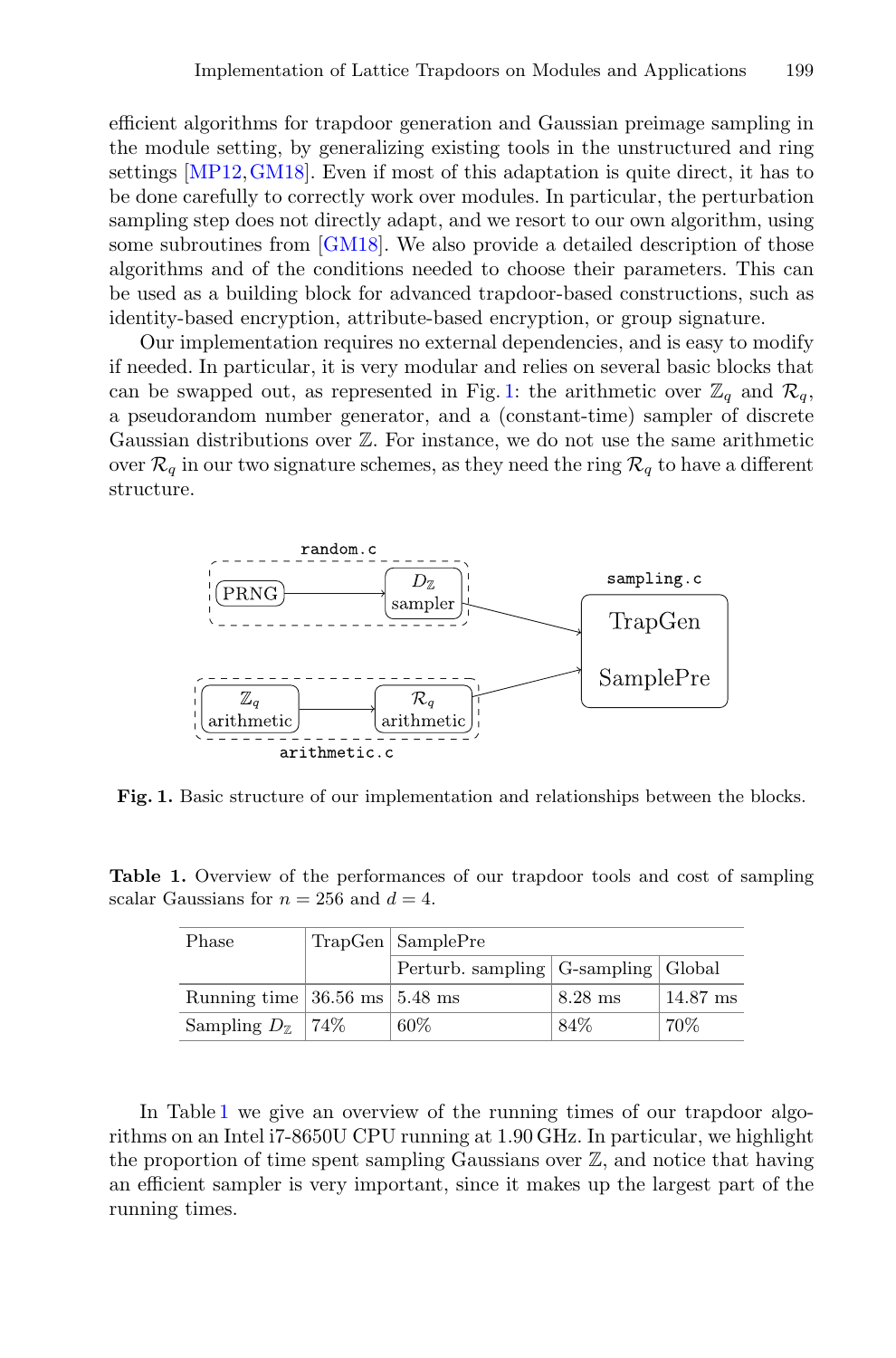efficient algorithms for trapdoor generation and Gaussian preimage sampling in the module setting, by generalizing existing tools in the unstructured and ring settings [MP12,GM18]. Even if most of this adaptation is quite direct, it has to be done carefully to correctly work over modules. In particular, the perturbation sampling step does not directly adapt, and we resort to our own algorithm, using some subroutines from [GM18]. We also provide a detailed description of those algorithms and of the conditions needed to choose their parameters. This can be used as a building block for advanced trapdoor-based constructions, such as identity-based encryption, attribute-based encryption, or group signature.

Our implementation requires no external dependencies, and is easy to modify if needed. In particular, it is very modular and relies on several basic blocks that can be swapped out, as represented in Fig. 1: the arithmetic over $\mathbb{Z}_q$ and $\mathcal{R}_q$, a pseudorandom number generator, and a (constant-time) sampler of discrete Gaussian distributions over $\mathbb{Z}$. For instance, we do not use the same arithmetic over $\mathcal{R}_q$ in our two signature schemes, as they need the ring $\mathcal{R}_q$ to have a different structure.

Fig. 1. Basic structure of our implementation and relationships between the blocks.

**Table 1.** Overview of the performances of our trapdoor tools and cost of sampling scalar Gaussians for $n = 256$ and $d = 4$.

| Phase | TrapGen | SamplePre | | |
|---|---|---|---|---|
| | | Perturb. sampling | G-sampling | Global |
| Running time | 36.56 ms | 5.48 ms | 8.28 ms | 14.87 ms |
| Sampling $D_{\mathbb{Z}}$ | 74% | 60% | 84% | 70% |

In Table 1 we give an overview of the running times of our trapdoor algorithms on an Intel i7-8650U CPU running at 1.90 GHz. In particular, we highlight the proportion of time spent sampling Gaussians over $\mathbb{Z}$, and notice that having an efficient sampler is very important, since it makes up the largest part of the running times.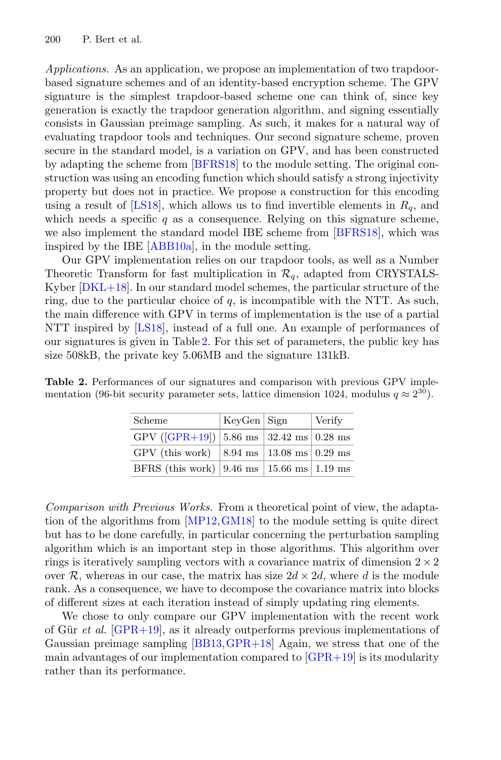*Applications.* As an application, we propose an implementation of two trapdoor-based signature schemes and of an identity-based encryption scheme. The GPV signature is the simplest trapdoor-based scheme one can think of, since key generation is exactly the trapdoor generation algorithm, and signing essentially consists in Gaussian preimage sampling. As such, it makes for a natural way of evaluating trapdoor tools and techniques. Our second signature scheme, proven secure in the standard model, is a variation on GPV, and has been constructed by adapting the scheme from [BFRS18] to the module setting. The original construction was using an encoding function which should satisfy a strong injectivity property but does not in practice. We propose a construction for this encoding using a result of [LS18], which allows us to find invertible elements in $R_q$, and which needs a specific $q$ as a consequence. Relying on this signature scheme, we also implement the standard model IBE scheme from [BFRS18], which was inspired by the IBE [ABB10a], in the module setting.

Our GPV implementation relies on our trapdoor tools, as well as a Number Theoretic Transform for fast multiplication in $\mathcal{R}_q$, adapted from CRYSTALS-Kyber [DKL+18]. In our standard model schemes, the particular structure of the ring, due to the particular choice of $q$, is incompatible with the NTT. As such, the main difference with GPV in terms of implementation is the use of a partial NTT inspired by [LS18], instead of a full one. An example of performances of our signatures is given in Table 2. For this set of parameters, the public key has size 508kB, the private key 5.06MB and the signature 131kB.

**Table 2.** Performances of our signatures and comparison with previous GPV implementation (96-bit security parameter sets, lattice dimension 1024, modulus $q \approx 2^{30}$).

| Scheme | KeyGen | Sign | Verify |
|---|---|---|---|
| GPV ([GPR+19]) | 5.86 ms | 32.42 ms | 0.28 ms |
| GPV (this work) | 8.94 ms | 13.08 ms | 0.29 ms |
| BFRS (this work) | 9.46 ms | 15.66 ms | 1.19 ms |

*Comparison with Previous Works.* From a theoretical point of view, the adaptation of the algorithms from [MP12,GM18] to the module setting is quite direct but has to be done carefully, in particular concerning the perturbation sampling algorithm which is an important step in those algorithms. This algorithm over rings is iteratively sampling vectors with a covariance matrix of dimension $2 \times 2$ over $\mathcal{R}$, whereas in our case, the matrix has size $2d \times 2d$, where $d$ is the module rank. As a consequence, we have to decompose the covariance matrix into blocks of different sizes at each iteration instead of simply updating ring elements.

We chose to only compare our GPV implementation with the recent work of Gür *et al.* [GPR+19], as it already outperforms previous implementations of Gaussian preimage sampling [BB13,GPR+18] Again, we stress that one of the main advantages of our implementation compared to [GPR+19] is its modularity rather than its performance.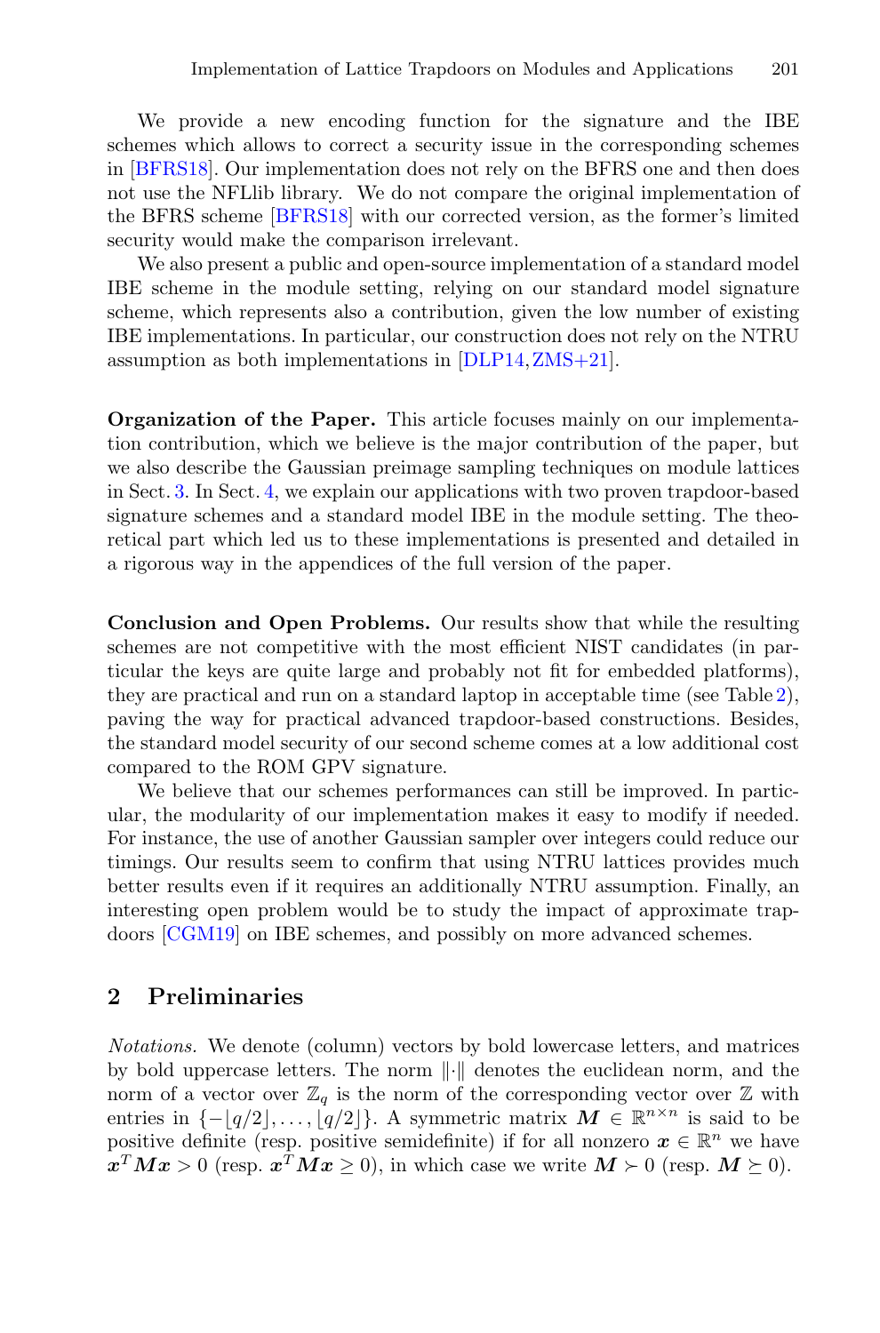We provide a new encoding function for the signature and the IBE schemes which allows to correct a security issue in the corresponding schemes in [BFRS18]. Our implementation does not rely on the BFRS one and then does not use the NFLlib library. We do not compare the original implementation of the BFRS scheme [BFRS18] with our corrected version, as the former's limited security would make the comparison irrelevant.

We also present a public and open-source implementation of a standard model IBE scheme in the module setting, relying on our standard model signature scheme, which represents also a contribution, given the low number of existing IBE implementations. In particular, our construction does not rely on the NTRU assumption as both implementations in [DLP14, ZMS+21].

**Organization of the Paper.** This article focuses mainly on our implementation contribution, which we believe is the major contribution of the paper, but we also describe the Gaussian preimage sampling techniques on module lattices in Sect. 3. In Sect. 4, we explain our applications with two proven trapdoor-based signature schemes and a standard model IBE in the module setting. The theoretical part which led us to these implementations is presented and detailed in a rigorous way in the appendices of the full version of the paper.

**Conclusion and Open Problems.** Our results show that while the resulting schemes are not competitive with the most efficient NIST candidates (in particular the keys are quite large and probably not fit for embedded platforms), they are practical and run on a standard laptop in acceptable time (see Table 2), paving the way for practical advanced trapdoor-based constructions. Besides, the standard model security of our second scheme comes at a low additional cost compared to the ROM GPV signature.

We believe that our schemes performances can still be improved. In particular, the modularity of our implementation makes it easy to modify if needed. For instance, the use of another Gaussian sampler over integers could reduce our timings. Our results seem to confirm that using NTRU lattices provides much better results even if it requires an additionally NTRU assumption. Finally, an interesting open problem would be to study the impact of approximate trapdoors [CGM19] on IBE schemes, and possibly on more advanced schemes.

## 2 Preliminaries

*Notations.* We denote (column) vectors by bold lowercase letters, and matrices by bold uppercase letters. The norm $\|\cdot\|$ denotes the euclidean norm, and the norm of a vector over $\mathbb{Z}_q$ is the norm of the corresponding vector over $\mathbb{Z}$ with entries in $\{-\lfloor q/2 \rfloor, \ldots, \lfloor q/2 \rfloor\}$. A symmetric matrix $\boldsymbol{M} \in \mathbb{R}^{n \times n}$ is said to be positive definite (resp. positive semidefinite) if for all nonzero $\boldsymbol{x} \in \mathbb{R}^n$ we have $\boldsymbol{x}^T \boldsymbol{M} \boldsymbol{x} > 0$ (resp. $\boldsymbol{x}^T \boldsymbol{M} \boldsymbol{x} \geq 0$), in which case we write $\boldsymbol{M} \succ 0$ (resp. $\boldsymbol{M} \succeq 0$).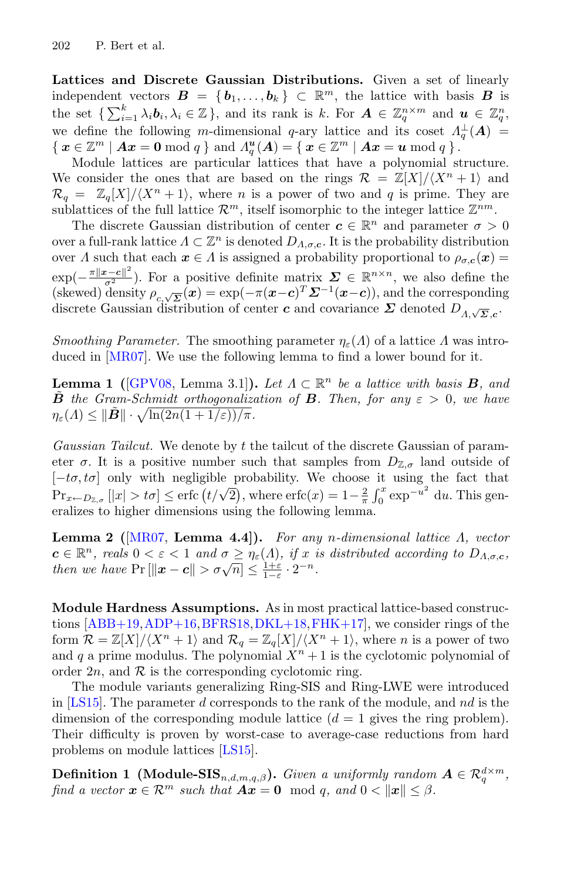**Lattices and Discrete Gaussian Distributions.** Given a set of linearly independent vectors $\boldsymbol{B} = \{ \boldsymbol{b}_1, \dots, \boldsymbol{b}_k \} \subset \mathbb{R}^m$, the lattice with basis $\boldsymbol{B}$ is the set $\{ \sum_{i=1}^{k} \lambda_i \boldsymbol{b}_i, \lambda_i \in \mathbb{Z} \}$, and its rank is $k$. For $\boldsymbol{A} \in \mathbb{Z}_q^{n \times m}$ and $\boldsymbol{u} \in \mathbb{Z}_q^n$, we define the following $m$-dimensional $q$-ary lattice and its coset $\Lambda_q^{\perp}(\boldsymbol{A}) = \{ \boldsymbol{x} \in \mathbb{Z}^m \mid \boldsymbol{A}\boldsymbol{x} = \boldsymbol{0} \bmod q \}$ and $\Lambda_q^{\boldsymbol{u}}(\boldsymbol{A}) = \{ \boldsymbol{x} \in \mathbb{Z}^m \mid \boldsymbol{A}\boldsymbol{x} = \boldsymbol{u} \bmod q \}$.

Module lattices are particular lattices that have a polynomial structure. We consider the ones that are based on the rings $\mathcal{R} = \mathbb{Z}[X]/\langle X^n + 1 \rangle$ and $\mathcal{R}_q = \mathbb{Z}_q[X]/\langle X^n + 1 \rangle$, where $n$ is a power of two and $q$ is prime. They are sublattices of the full lattice $\mathcal{R}^m$, itself isomorphic to the integer lattice $\mathbb{Z}^{nm}$.

The discrete Gaussian distribution of center $\boldsymbol{c} \in \mathbb{R}^n$ and parameter $\sigma > 0$ over a full-rank lattice $\Lambda \subset \mathbb{Z}^n$ is denoted $D_{\Lambda,\sigma,\boldsymbol{c}}$. It is the probability distribution over $\Lambda$ such that each $\boldsymbol{x} \in \Lambda$ is assigned a probability proportional to $\rho_{\sigma,\boldsymbol{c}}(\boldsymbol{x}) = \exp(-\frac{\pi \|\boldsymbol{x}-\boldsymbol{c}\|^2}{\sigma^2})$. For a positive definite matrix $\boldsymbol{\Sigma} \in \mathbb{R}^{n \times n}$, we also define the (skewed) density $\rho_{c,\sqrt{\boldsymbol{\Sigma}}}(\boldsymbol{x}) = \exp(-\pi(\boldsymbol{x}-\boldsymbol{c})^T \boldsymbol{\Sigma}^{-1}(\boldsymbol{x}-\boldsymbol{c}))$, and the corresponding discrete Gaussian distribution of center $\boldsymbol{c}$ and covariance $\boldsymbol{\Sigma}$ denoted $D_{\Lambda,\sqrt{\boldsymbol{\Sigma}},\boldsymbol{c}}$.

*Smoothing Parameter.* The smoothing parameter $\eta_\varepsilon(\Lambda)$ of a lattice $\Lambda$ was introduced in [MR07]. We use the following lemma to find a lower bound for it.

**Lemma 1 ([GPV08, Lemma 3.1]).** *Let $\Lambda \subset \mathbb{R}^n$ be a lattice with basis $\boldsymbol{B}$, and $\tilde{\boldsymbol{B}}$ the Gram-Schmidt orthogonalization of $\boldsymbol{B}$. Then, for any $\varepsilon > 0$, we have $\eta_\varepsilon(\Lambda) \leq \|\tilde{\boldsymbol{B}}\| \cdot \sqrt{\ln(2n(1+1/\varepsilon))/\pi}$.*

*Gaussian Tailcut.* We denote by $t$ the tailcut of the discrete Gaussian of parameter $\sigma$. It is a positive number such that samples from $D_{\mathbb{Z},\sigma}$ land outside of $[-t\sigma, t\sigma]$ only with negligible probability. We choose it using the fact that $\Pr_{x \leftarrow D_{\mathbb{Z},\sigma}} [|x| > t\sigma] \leq \operatorname{erfc}\left(t/\sqrt{2}\right)$, where $\operatorname{erfc}(x) = 1 - \frac{2}{\pi}\int_0^x \exp^{-u^2} \, du$. This generalizes to higher dimensions using the following lemma.

**Lemma 2 ([MR07, Lemma 4.4]).** *For any $n$-dimensional lattice $\Lambda$, vector $\boldsymbol{c} \in \mathbb{R}^n$, reals $0 < \varepsilon < 1$ and $\sigma \geq \eta_\varepsilon(\Lambda)$, if $x$ is distributed according to $D_{\Lambda,\sigma,\boldsymbol{c}}$, then we have $\Pr\left[\|\boldsymbol{x} - \boldsymbol{c}\| > \sigma\sqrt{n}\right] \leq \frac{1+\varepsilon}{1-\varepsilon} \cdot 2^{-n}$.*

**Module Hardness Assumptions.** As in most practical lattice-based constructions [ABB+19, ADP+16, BFRS18, DKL+18, FHK+17], we consider rings of the form $\mathcal{R} = \mathbb{Z}[X]/\langle X^n + 1 \rangle$ and $\mathcal{R}_q = \mathbb{Z}_q[X]/\langle X^n + 1 \rangle$, where $n$ is a power of two and $q$ a prime modulus. The polynomial $X^n + 1$ is the cyclotomic polynomial of order $2n$, and $\mathcal{R}$ is the corresponding cyclotomic ring.

The module variants generalizing Ring-SIS and Ring-LWE were introduced in [LS15]. The parameter $d$ corresponds to the rank of the module, and $nd$ is the dimension of the corresponding module lattice ($d = 1$ gives the ring problem). Their difficulty is proven by worst-case to average-case reductions from hard problems on module lattices [LS15].

**Definition 1 (Module-SIS$_{n,d,m,q,\beta}$).** *Given a uniformly random $\boldsymbol{A} \in \mathcal{R}_q^{d \times m}$, find a vector $\boldsymbol{x} \in \mathcal{R}^m$ such that $\boldsymbol{A}\boldsymbol{x} = \boldsymbol{0} \mod q$, and $0 < \|\boldsymbol{x}\| \leq \beta$.*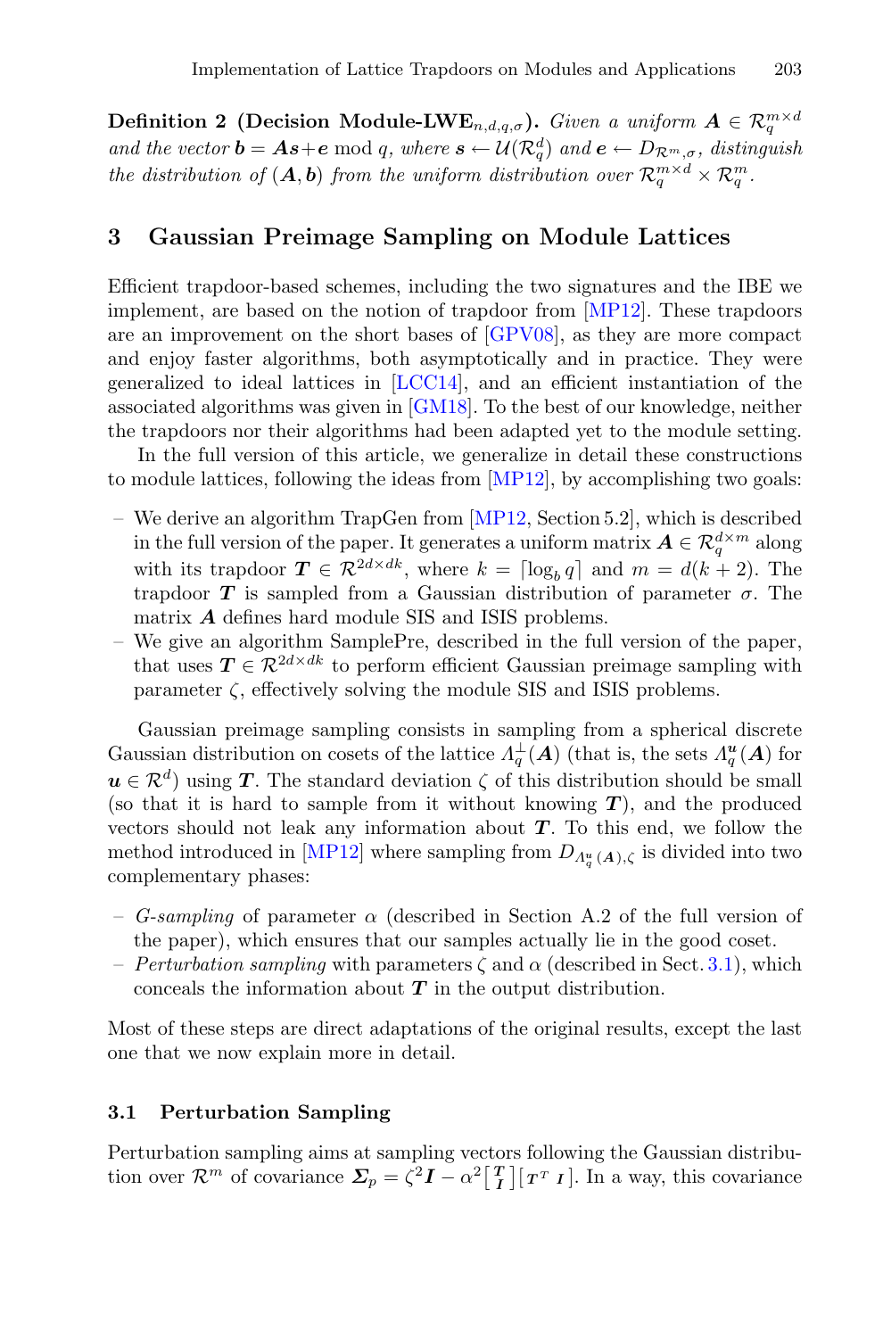**Definition 2 (Decision Module-LWE$_{n,d,q,\sigma}$).** *Given a uniform $\boldsymbol{A} \in \mathcal{R}_q^{m\times d}$ and the vector $\boldsymbol{b} = \boldsymbol{A}\boldsymbol{s}+\boldsymbol{e} \bmod q$, where $\boldsymbol{s} \leftarrow \mathcal{U}(\mathcal{R}_q^d)$ and $\boldsymbol{e} \leftarrow D_{\mathcal{R}^m,\sigma}$, distinguish the distribution of $(\boldsymbol{A}, \boldsymbol{b})$ from the uniform distribution over $\mathcal{R}_q^{m\times d} \times \mathcal{R}_q^m$.*

## 3 Gaussian Preimage Sampling on Module Lattices

Efficient trapdoor-based schemes, including the two signatures and the IBE we implement, are based on the notion of trapdoor from [MP12]. These trapdoors are an improvement on the short bases of [GPV08], as they are more compact and enjoy faster algorithms, both asymptotically and in practice. They were generalized to ideal lattices in [LCC14], and an efficient instantiation of the associated algorithms was given in [GM18]. To the best of our knowledge, neither the trapdoors nor their algorithms had been adapted yet to the module setting.

In the full version of this article, we generalize in detail these constructions to module lattices, following the ideas from [MP12], by accomplishing two goals:

- We derive an algorithm TrapGen from [MP12, Section 5.2], which is described in the full version of the paper. It generates a uniform matrix $\boldsymbol{A} \in \mathcal{R}_q^{d\times m}$ along with its trapdoor $\boldsymbol{T} \in \mathcal{R}^{2d\times dk}$, where $k = \lceil \log_b q \rceil$ and $m = d(k+2)$. The trapdoor $\boldsymbol{T}$ is sampled from a Gaussian distribution of parameter $\sigma$. The matrix $\boldsymbol{A}$ defines hard module SIS and ISIS problems.
- We give an algorithm SamplePre, described in the full version of the paper, that uses $\boldsymbol{T} \in \mathcal{R}^{2d\times dk}$ to perform efficient Gaussian preimage sampling with parameter $\zeta$, effectively solving the module SIS and ISIS problems.

Gaussian preimage sampling consists in sampling from a spherical discrete Gaussian distribution on cosets of the lattice $\Lambda_q^{\perp}(\boldsymbol{A})$ (that is, the sets $\Lambda_q^{\boldsymbol{u}}(\boldsymbol{A})$ for $\boldsymbol{u} \in \mathcal{R}^d$) using $\boldsymbol{T}$. The standard deviation $\zeta$ of this distribution should be small (so that it is hard to sample from it without knowing $\boldsymbol{T}$), and the produced vectors should not leak any information about $\boldsymbol{T}$. To this end, we follow the method introduced in [MP12] where sampling from $D_{\Lambda_q^{\boldsymbol{u}}(\boldsymbol{A}),\zeta}$ is divided into two complementary phases:

- *G-sampling* of parameter $\alpha$ (described in Section A.2 of the full version of the paper), which ensures that our samples actually lie in the good coset.
- *Perturbation sampling* with parameters $\zeta$ and $\alpha$ (described in Sect. 3.1), which conceals the information about $\boldsymbol{T}$ in the output distribution.

Most of these steps are direct adaptations of the original results, except the last one that we now explain more in detail.

### 3.1 Perturbation Sampling

Perturbation sampling aims at sampling vectors following the Gaussian distribution over $\mathcal{R}^m$ of covariance $\boldsymbol{\Sigma}_p = \zeta^2\boldsymbol{I} - \alpha^2 \left[\begin{smallmatrix}\boldsymbol{T}\\ \boldsymbol{I}\end{smallmatrix}\right]\left[\begin{smallmatrix}\boldsymbol{T}^T & \boldsymbol{I}\end{smallmatrix}\right]$. In a way, this covariance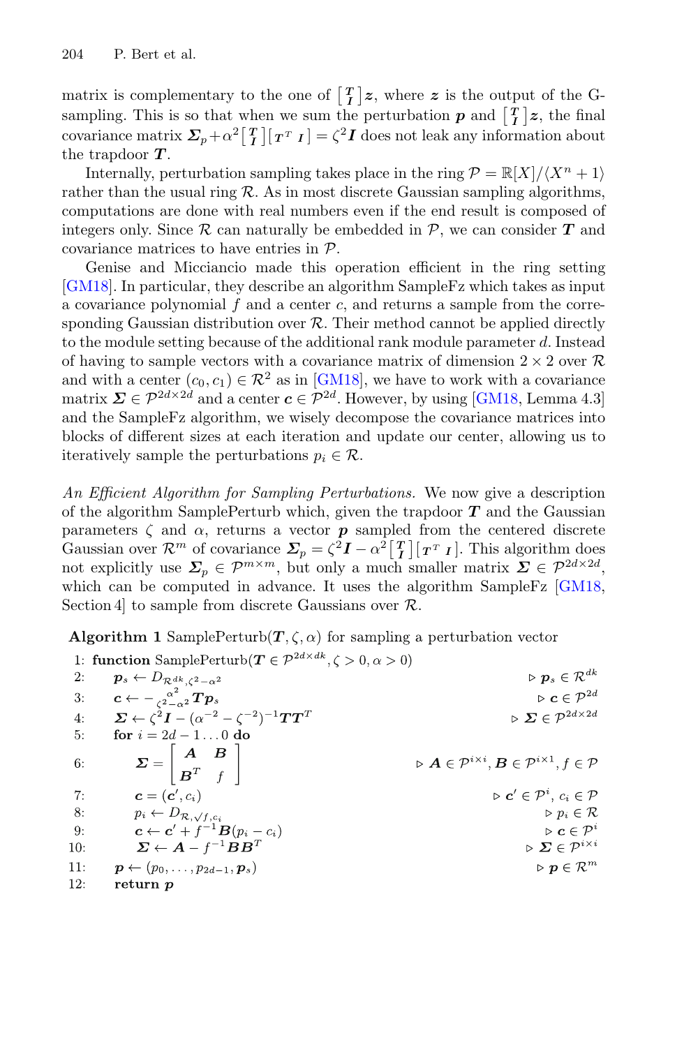matrix is complementary to the one of $\left[\begin{smallmatrix} \boldsymbol{T} \\ \boldsymbol{I} \end{smallmatrix}\right]\boldsymbol{z}$, where $\boldsymbol{z}$ is the output of the G-sampling. This is so that when we sum the perturbation $\boldsymbol{p}$ and $\left[\begin{smallmatrix} \boldsymbol{T} \\ \boldsymbol{I} \end{smallmatrix}\right]\boldsymbol{z}$, the final covariance matrix $\boldsymbol{\Sigma}_p + \alpha^2 \left[\begin{smallmatrix} \boldsymbol{T} \\ \boldsymbol{I} \end{smallmatrix}\right]\left[\begin{smallmatrix} \boldsymbol{T}^T & \boldsymbol{I} \end{smallmatrix}\right] = \zeta^2 \boldsymbol{I}$ does not leak any information about the trapdoor $\boldsymbol{T}$.

Internally, perturbation sampling takes place in the ring $\mathcal{P} = \mathbb{R}[X]/\langle X^n + 1\rangle$ rather than the usual ring $\mathcal{R}$. As in most discrete Gaussian sampling algorithms, computations are done with real numbers even if the end result is composed of integers only. Since $\mathcal{R}$ can naturally be embedded in $\mathcal{P}$, we can consider $\boldsymbol{T}$ and covariance matrices to have entries in $\mathcal{P}$.

Genise and Micciancio made this operation efficient in the ring setting [GM18]. In particular, they describe an algorithm SampleFz which takes as input a covariance polynomial $f$ and a center $c$, and returns a sample from the corresponding Gaussian distribution over $\mathcal{R}$. Their method cannot be applied directly to the module setting because of the additional rank module parameter $d$. Instead of having to sample vectors with a covariance matrix of dimension $2 \times 2$ over $\mathcal{R}$ and with a center $(c_0, c_1) \in \mathcal{R}^2$ as in [GM18], we have to work with a covariance matrix $\boldsymbol{\Sigma} \in \mathcal{P}^{2d \times 2d}$ and a center $\boldsymbol{c} \in \mathcal{P}^{2d}$. However, by using [GM18, Lemma 4.3] and the SampleFz algorithm, we wisely decompose the covariance matrices into blocks of different sizes at each iteration and update our center, allowing us to iteratively sample the perturbations $p_i \in \mathcal{R}$.

*An Efficient Algorithm for Sampling Perturbations.* We now give a description of the algorithm SamplePerturb which, given the trapdoor $\boldsymbol{T}$ and the Gaussian parameters $\zeta$ and $\alpha$, returns a vector $\boldsymbol{p}$ sampled from the centered discrete Gaussian over $\mathcal{R}^m$ of covariance $\boldsymbol{\Sigma}_p = \zeta^2 \boldsymbol{I} - \alpha^2 \left[\begin{smallmatrix} \boldsymbol{T} \\ \boldsymbol{I} \end{smallmatrix}\right]\left[\begin{smallmatrix} \boldsymbol{T}^T & \boldsymbol{I} \end{smallmatrix}\right]$. This algorithm does not explicitly use $\boldsymbol{\Sigma}_p \in \mathcal{P}^{m \times m}$, but only a much smaller matrix $\boldsymbol{\Sigma} \in \mathcal{P}^{2d \times 2d}$, which can be computed in advance. It uses the algorithm SampleFz [GM18, Section 4] to sample from discrete Gaussians over $\mathcal{R}$.

**Algorithm 1** SamplePerturb($\boldsymbol{T}, \zeta, \alpha$) for sampling a perturbation vector

1: **function** SamplePerturb($\boldsymbol{T} \in \mathcal{P}^{2d \times dk}, \zeta > 0, \alpha > 0$)
2: $\quad \boldsymbol{p}_s \leftarrow D_{\mathcal{R}^{dk}, \zeta^2 - \alpha^2}$ $\qquad \triangleright\ \boldsymbol{p}_s \in \mathcal{R}^{dk}$
3: $\quad \boldsymbol{c} \leftarrow -\frac{\alpha^2}{\zeta^2 - \alpha^2} \boldsymbol{T}\boldsymbol{p}_s$ $\qquad \triangleright\ \boldsymbol{c} \in \mathcal{P}^{2d}$
4: $\quad \boldsymbol{\Sigma} \leftarrow \zeta^2 \boldsymbol{I} - (\alpha^{-2} - \zeta^{-2})^{-1} \boldsymbol{T}\boldsymbol{T}^T$ $\qquad \triangleright\ \boldsymbol{\Sigma} \in \mathcal{P}^{2d \times 2d}$
5: $\quad$ **for** $i = 2d - 1 \dots 0$ **do**
6: $\qquad \boldsymbol{\Sigma} = \begin{bmatrix} \boldsymbol{A} & \boldsymbol{B} \\ \boldsymbol{B}^T & f \end{bmatrix}$ $\qquad \triangleright\ \boldsymbol{A} \in \mathcal{P}^{i \times i}, \boldsymbol{B} \in \mathcal{P}^{i \times 1}, f \in \mathcal{P}$
7: $\qquad \boldsymbol{c} = (\boldsymbol{c}', c_i)$ $\qquad \triangleright\ \boldsymbol{c}' \in \mathcal{P}^i,\ c_i \in \mathcal{P}$
8: $\qquad p_i \leftarrow D_{\mathcal{R}, \sqrt{f}, c_i}$ $\qquad \triangleright\ p_i \in \mathcal{R}$
9: $\qquad \boldsymbol{c} \leftarrow \boldsymbol{c}' + f^{-1}\boldsymbol{B}(p_i - c_i)$ $\qquad \triangleright\ \boldsymbol{c} \in \mathcal{P}^i$
10: $\qquad \boldsymbol{\Sigma} \leftarrow \boldsymbol{A} - f^{-1}\boldsymbol{B}\boldsymbol{B}^T$ $\qquad \triangleright\ \boldsymbol{\Sigma} \in \mathcal{P}^{i \times i}$
11: $\quad \boldsymbol{p} \leftarrow (p_0, \dots, p_{2d-1}, \boldsymbol{p}_s)$ $\qquad \triangleright\ \boldsymbol{p} \in \mathcal{R}^m$
12: $\quad$ **return** $\boldsymbol{p}$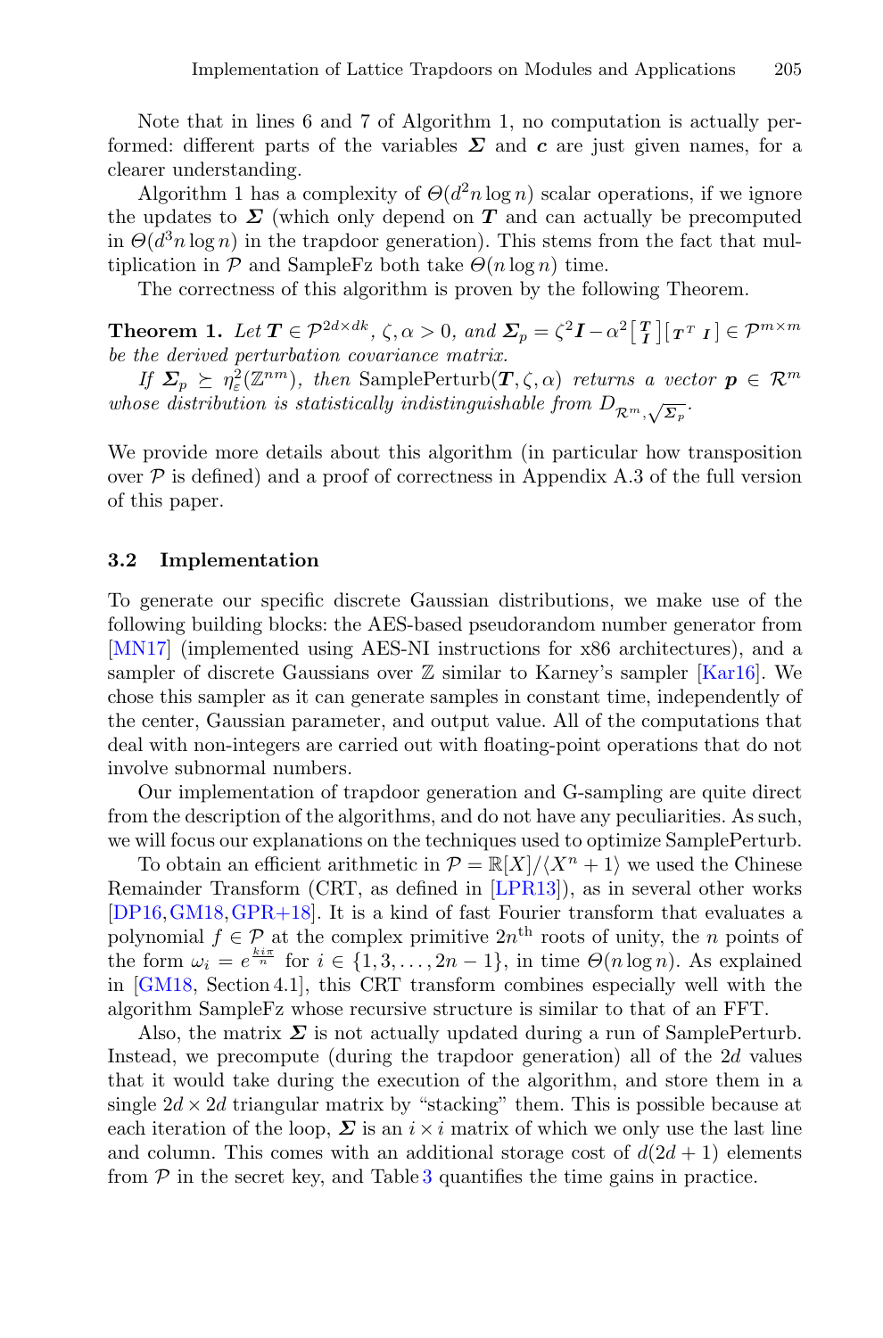Note that in lines 6 and 7 of Algorithm 1, no computation is actually performed: different parts of the variables $\boldsymbol{\Sigma}$ and $\boldsymbol{c}$ are just given names, for a clearer understanding.

Algorithm 1 has a complexity of $\Theta(d^2 n \log n)$ scalar operations, if we ignore the updates to $\boldsymbol{\Sigma}$ (which only depend on $\boldsymbol{T}$ and can actually be precomputed in $\Theta(d^3 n \log n)$ in the trapdoor generation). This stems from the fact that multiplication in $\mathcal{P}$ and SampleFz both take $\Theta(n \log n)$ time.

The correctness of this algorithm is proven by the following Theorem.

**Theorem 1.** *Let $\boldsymbol{T} \in \mathcal{P}^{2d \times dk}$, $\zeta, \alpha > 0$, and $\boldsymbol{\Sigma}_p = \zeta^2 \boldsymbol{I} - \alpha^2 \left[\begin{smallmatrix} \boldsymbol{T} \\ \boldsymbol{I} \end{smallmatrix}\right] \left[\begin{smallmatrix} \boldsymbol{T}^T & \boldsymbol{I} \end{smallmatrix}\right] \in \mathcal{P}^{m \times m}$ be the derived perturbation covariance matrix.*

*If $\boldsymbol{\Sigma}_p \succeq \eta_\varepsilon^2(\mathbb{Z}^{nm})$, then* SamplePerturb$(\boldsymbol{T}, \zeta, \alpha)$ *returns a vector $\boldsymbol{p} \in \mathcal{R}^m$ whose distribution is statistically indistinguishable from $D_{\mathcal{R}^m, \sqrt{\boldsymbol{\Sigma}_p}}$.*

We provide more details about this algorithm (in particular how transposition over $\mathcal{P}$ is defined) and a proof of correctness in Appendix A.3 of the full version of this paper.

### 3.2 Implementation

To generate our specific discrete Gaussian distributions, we make use of the following building blocks: the AES-based pseudorandom number generator from [MN17] (implemented using AES-NI instructions for x86 architectures), and a sampler of discrete Gaussians over $\mathbb{Z}$ similar to Karney's sampler [Kar16]. We chose this sampler as it can generate samples in constant time, independently of the center, Gaussian parameter, and output value. All of the computations that deal with non-integers are carried out with floating-point operations that do not involve subnormal numbers.

Our implementation of trapdoor generation and G-sampling are quite direct from the description of the algorithms, and do not have any peculiarities. As such, we will focus our explanations on the techniques used to optimize SamplePerturb.

To obtain an efficient arithmetic in $\mathcal{P} = \mathbb{R}[X]/\langle X^n + 1\rangle$ we used the Chinese Remainder Transform (CRT, as defined in [LPR13]), as in several other works [DP16, GM18, GPR+18]. It is a kind of fast Fourier transform that evaluates a polynomial $f \in \mathcal{P}$ at the complex primitive $2n^{\text{th}}$ roots of unity, the $n$ points of the form $\omega_i = e^{\frac{k i \pi}{n}}$ for $i \in \{1, 3, \ldots, 2n-1\}$, in time $\Theta(n \log n)$. As explained in [GM18, Section 4.1], this CRT transform combines especially well with the algorithm SampleFz whose recursive structure is similar to that of an FFT.

Also, the matrix $\boldsymbol{\Sigma}$ is not actually updated during a run of SamplePerturb. Instead, we precompute (during the trapdoor generation) all of the $2d$ values that it would take during the execution of the algorithm, and store them in a single $2d \times 2d$ triangular matrix by "stacking" them. This is possible because at each iteration of the loop, $\boldsymbol{\Sigma}$ is an $i \times i$ matrix of which we only use the last line and column. This comes with an additional storage cost of $d(2d+1)$ elements from $\mathcal{P}$ in the secret key, and Table 3 quantifies the time gains in practice.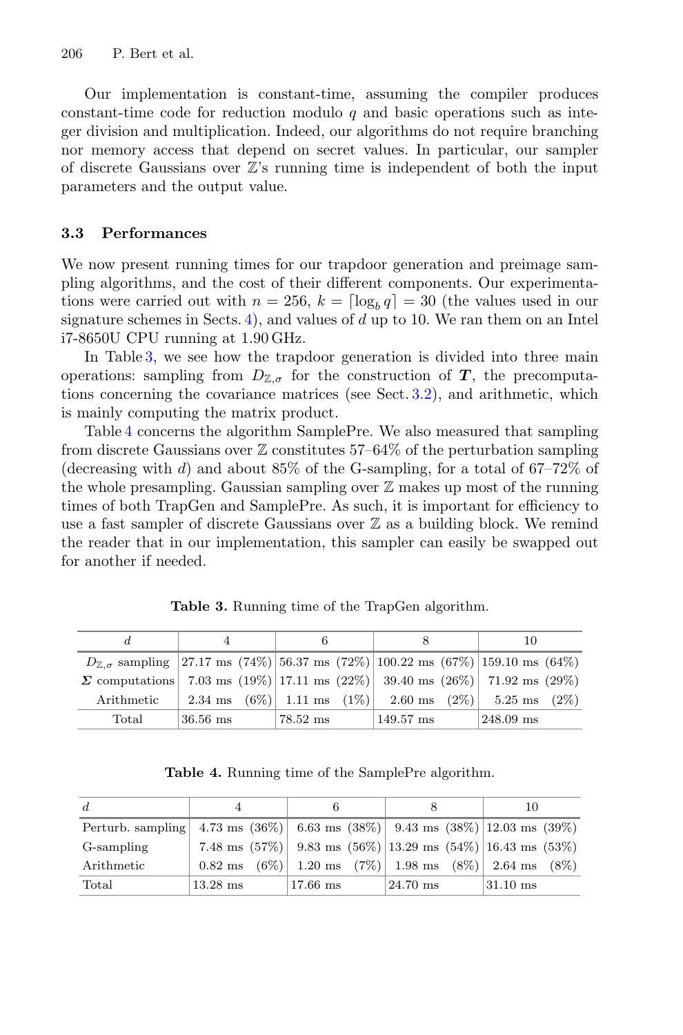Our implementation is constant-time, assuming the compiler produces constant-time code for reduction modulo $q$ and basic operations such as integer division and multiplication. Indeed, our algorithms do not require branching nor memory access that depend on secret values. In particular, our sampler of discrete Gaussians over $\mathbb{Z}$'s running time is independent of both the input parameters and the output value.

### 3.3 Performances

We now present running times for our trapdoor generation and preimage sampling algorithms, and the cost of their different components. Our experimentations were carried out with $n = 256$, $k = \lceil \log_b q \rceil = 30$ (the values used in our signature schemes in Sects. 4), and values of $d$ up to 10. We ran them on an Intel i7-8650U CPU running at 1.90 GHz.

In Table 3, we see how the trapdoor generation is divided into three main operations: sampling from $D_{\mathbb{Z},\sigma}$ for the construction of $\boldsymbol{T}$, the precomputations concerning the covariance matrices (see Sect. 3.2), and arithmetic, which is mainly computing the matrix product.

Table 4 concerns the algorithm SamplePre. We also measured that sampling from discrete Gaussians over $\mathbb{Z}$ constitutes 57–64% of the perturbation sampling (decreasing with $d$) and about 85% of the G-sampling, for a total of 67–72% of the whole presampling. Gaussian sampling over $\mathbb{Z}$ makes up most of the running times of both TrapGen and SamplePre. As such, it is important for efficiency to use a fast sampler of discrete Gaussians over $\mathbb{Z}$ as a building block. We remind the reader that in our implementation, this sampler can easily be swapped out for another if needed.

**Table 3.** Running time of the TrapGen algorithm.

| $d$ | 4 | 6 | 8 | 10 |
|---|---|---|---|---|
| $D_{\mathbb{Z},\sigma}$ sampling | 27.17 ms (74%) | 56.37 ms (72%) | 100.22 ms (67%) | 159.10 ms (64%) |
| $\boldsymbol{\Sigma}$ computations | 7.03 ms (19%) | 17.11 ms (22%) | 39.40 ms (26%) | 71.92 ms (29%) |
| Arithmetic | 2.34 ms (6%) | 1.11 ms (1%) | 2.60 ms (2%) | 5.25 ms (2%) |
| Total | 36.56 ms | 78.52 ms | 149.57 ms | 248.09 ms |

**Table 4.** Running time of the SamplePre algorithm.

| $d$ | 4 | 6 | 8 | 10 |
|---|---|---|---|---|
| Perturb. sampling | 4.73 ms (36%) | 6.63 ms (38%) | 9.43 ms (38%) | 12.03 ms (39%) |
| G-sampling | 7.48 ms (57%) | 9.83 ms (56%) | 13.29 ms (54%) | 16.43 ms (53%) |
| Arithmetic | 0.82 ms (6%) | 1.20 ms (7%) | 1.98 ms (8%) | 2.64 ms (8%) |
| Total | 13.28 ms | 17.66 ms | 24.70 ms | 31.10 ms |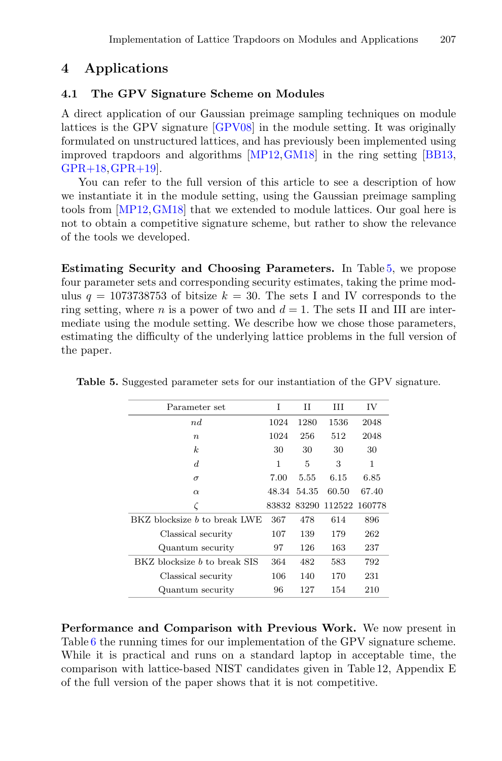## 4 Applications

### 4.1 The GPV Signature Scheme on Modules

A direct application of our Gaussian preimage sampling techniques on module lattices is the GPV signature [GPV08] in the module setting. It was originally formulated on unstructured lattices, and has previously been implemented using improved trapdoors and algorithms [MP12,GM18] in the ring setting [BB13, GPR+18,GPR+19].

You can refer to the full version of this article to see a description of how we instantiate it in the module setting, using the Gaussian preimage sampling tools from [MP12,GM18] that we extended to module lattices. Our goal here is not to obtain a competitive signature scheme, but rather to show the relevance of the tools we developed.

**Estimating Security and Choosing Parameters.** In Table 5, we propose four parameter sets and corresponding security estimates, taking the prime modulus $q = 1073738753$ of bitsize $k = 30$. The sets I and IV corresponds to the ring setting, where $n$ is a power of two and $d = 1$. The sets II and III are intermediate using the module setting. We describe how we chose those parameters, estimating the difficulty of the underlying lattice problems in the full version of the paper.

**Table 5.** Suggested parameter sets for our instantiation of the GPV signature.

| Parameter set | I | II | III | IV |
|---|---|---|---|---|
| $nd$ | 1024 | 1280 | 1536 | 2048 |
| $n$ | 1024 | 256 | 512 | 2048 |
| $k$ | 30 | 30 | 30 | 30 |
| $d$ | 1 | 5 | 3 | 1 |
| $\sigma$ | 7.00 | 5.55 | 6.15 | 6.85 |
| $\alpha$ | 48.34 | 54.35 | 60.50 | 67.40 |
| $\zeta$ | 83832 | 83290 | 112522 | 160778 |
| BKZ blocksize $b$ to break LWE | 367 | 478 | 614 | 896 |
| Classical security | 107 | 139 | 179 | 262 |
| Quantum security | 97 | 126 | 163 | 237 |
| BKZ blocksize $b$ to break SIS | 364 | 482 | 583 | 792 |
| Classical security | 106 | 140 | 170 | 231 |
| Quantum security | 96 | 127 | 154 | 210 |

**Performance and Comparison with Previous Work.** We now present in Table 6 the running times for our implementation of the GPV signature scheme. While it is practical and runs on a standard laptop in acceptable time, the comparison with lattice-based NIST candidates given in Table 12, Appendix E of the full version of the paper shows that it is not competitive.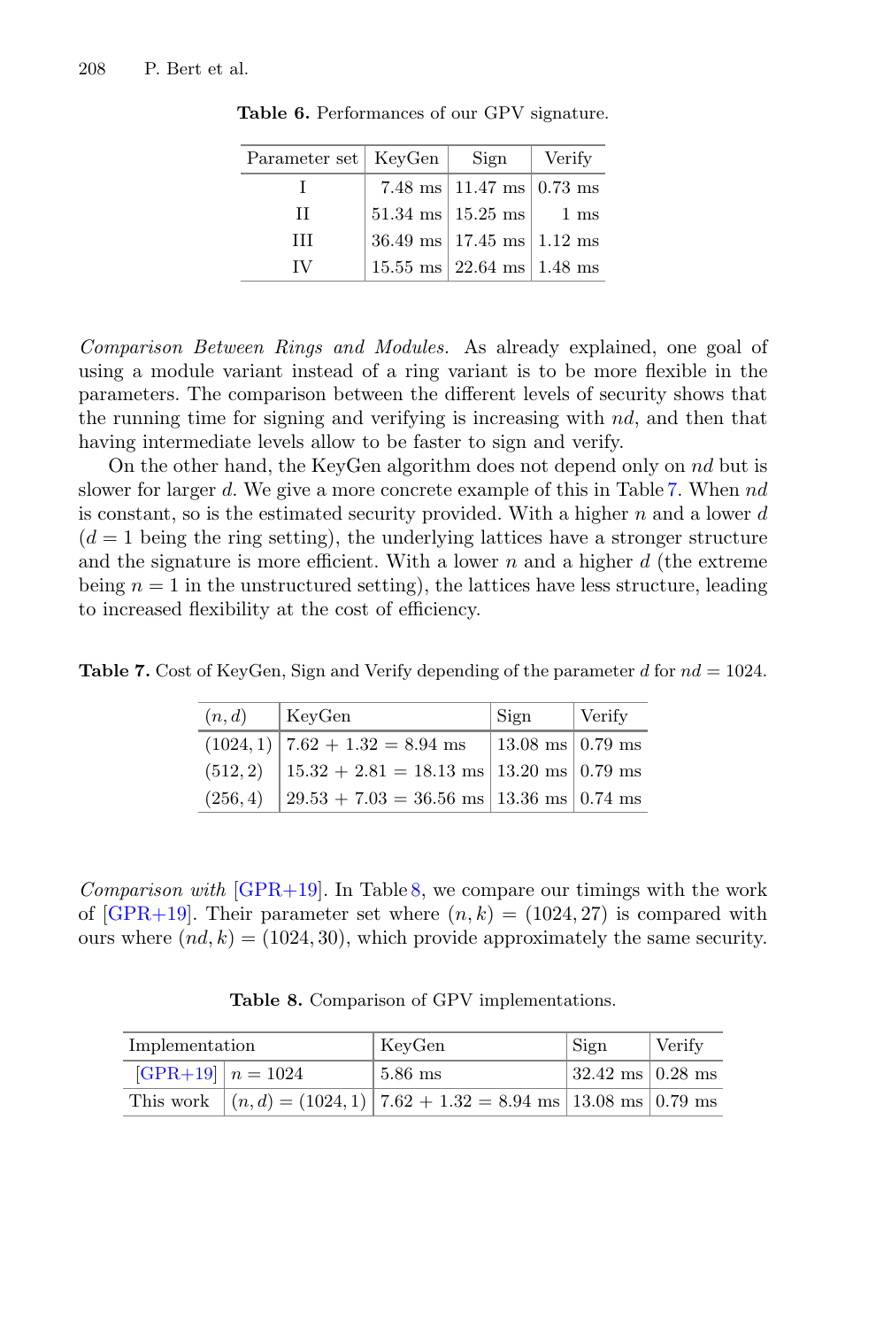**Table 6.** Performances of our GPV signature.

| Parameter set | KeyGen | Sign | Verify |
|---|---|---|---|
| I | 7.48 ms | 11.47 ms | 0.73 ms |
| II | 51.34 ms | 15.25 ms | 1 ms |
| III | 36.49 ms | 17.45 ms | 1.12 ms |
| IV | 15.55 ms | 22.64 ms | 1.48 ms |

*Comparison Between Rings and Modules.* As already explained, one goal of using a module variant instead of a ring variant is to be more flexible in the parameters. The comparison between the different levels of security shows that the running time for signing and verifying is increasing with $nd$, and then that having intermediate levels allow to be faster to sign and verify.

On the other hand, the KeyGen algorithm does not depend only on $nd$ but is slower for larger $d$. We give a more concrete example of this in Table 7. When $nd$ is constant, so is the estimated security provided. With a higher $n$ and a lower $d$ ($d = 1$ being the ring setting), the underlying lattices have a stronger structure and the signature is more efficient. With a lower $n$ and a higher $d$ (the extreme being $n = 1$ in the unstructured setting), the lattices have less structure, leading to increased flexibility at the cost of efficiency.

**Table 7.** Cost of KeyGen, Sign and Verify depending of the parameter $d$ for $nd = 1024$.

| $(n, d)$ | KeyGen | Sign | Verify |
|---|---|---|---|
| $(1024, 1)$ | 7.62 + 1.32 = 8.94 ms | 13.08 ms | 0.79 ms |
| $(512, 2)$ | 15.32 + 2.81 = 18.13 ms | 13.20 ms | 0.79 ms |
| $(256, 4)$ | 29.53 + 7.03 = 36.56 ms | 13.36 ms | 0.74 ms |

*Comparison with* [GPR+19]. In Table 8, we compare our timings with the work of [GPR+19]. Their parameter set where $(n, k) = (1024, 27)$ is compared with ours where $(nd, k) = (1024, 30)$, which provide approximately the same security.

**Table 8.** Comparison of GPV implementations.

| Implementation | | KeyGen | Sign | Verify |
|---|---|---|---|---|
| [GPR+19] | $n = 1024$ | 5.86 ms | 32.42 ms | 0.28 ms |
| This work | $(n, d) = (1024, 1)$ | 7.62 + 1.32 = 8.94 ms | 13.08 ms | 0.79 ms |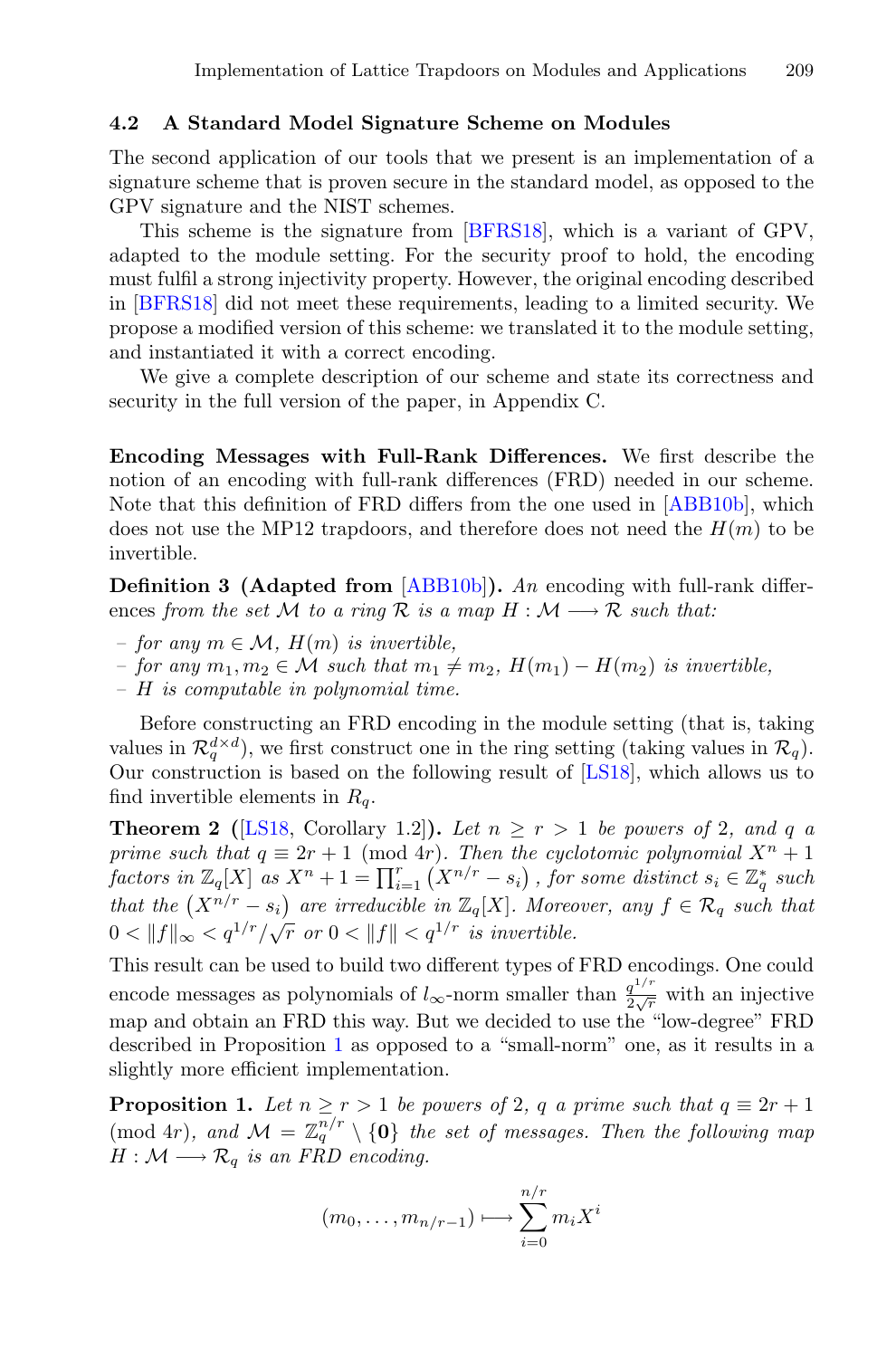### 4.2 A Standard Model Signature Scheme on Modules

The second application of our tools that we present is an implementation of a signature scheme that is proven secure in the standard model, as opposed to the GPV signature and the NIST schemes.

This scheme is the signature from [BFRS18], which is a variant of GPV, adapted to the module setting. For the security proof to hold, the encoding must fulfil a strong injectivity property. However, the original encoding described in [BFRS18] did not meet these requirements, leading to a limited security. We propose a modified version of this scheme: we translated it to the module setting, and instantiated it with a correct encoding.

We give a complete description of our scheme and state its correctness and security in the full version of the paper, in Appendix C.

**Encoding Messages with Full-Rank Differences.** We first describe the notion of an encoding with full-rank differences (FRD) needed in our scheme. Note that this definition of FRD differs from the one used in [ABB10b], which does not use the MP12 trapdoors, and therefore does not need the $H(m)$ to be invertible.

**Definition 3 (Adapted from [ABB10b]).** *An* encoding with full-rank differences *from the set $\mathcal{M}$ to a ring $\mathcal{R}$ is a map $H : \mathcal{M} \longrightarrow \mathcal{R}$ such that:*

- *for any $m \in \mathcal{M}$, $H(m)$ is invertible,*
- *for any $m_1, m_2 \in \mathcal{M}$ such that $m_1 \neq m_2$, $H(m_1) - H(m_2)$ is invertible,*
- *$H$ is computable in polynomial time.*

Before constructing an FRD encoding in the module setting (that is, taking values in $\mathcal{R}_q^{d\times d}$), we first construct one in the ring setting (taking values in $\mathcal{R}_q$). Our construction is based on the following result of [LS18], which allows us to find invertible elements in $R_q$.

**Theorem 2 ([LS18, Corollary 1.2]).** *Let $n \geq r > 1$ be powers of 2, and $q$ a prime such that $q \equiv 2r + 1 \pmod{4r}$. Then the cyclotomic polynomial $X^n + 1$ factors in $\mathbb{Z}_q[X]$ as $X^n + 1 = \prod_{i=1}^{r} \left(X^{n/r} - s_i\right)$, for some distinct $s_i \in \mathbb{Z}_q^*$ such that the $\left(X^{n/r} - s_i\right)$ are irreducible in $\mathbb{Z}_q[X]$. Moreover, any $f \in \mathcal{R}_q$ such that $0 < \|f\|_\infty < q^{1/r}/\sqrt{r}$ or $0 < \|f\| < q^{1/r}$ is invertible.*

This result can be used to build two different types of FRD encodings. One could encode messages as polynomials of $l_\infty$-norm smaller than $\frac{q^{1/r}}{2\sqrt{r}}$ with an injective map and obtain an FRD this way. But we decided to use the "low-degree" FRD described in Proposition 1 as opposed to a "small-norm" one, as it results in a slightly more efficient implementation.

**Proposition 1.** *Let $n \geq r > 1$ be powers of 2, $q$ a prime such that $q \equiv 2r + 1 \pmod{4r}$, and $\mathcal{M} = \mathbb{Z}_q^{n/r} \setminus \{\mathbf{0}\}$ the set of messages. Then the following map $H : \mathcal{M} \longrightarrow \mathcal{R}_q$ is an FRD encoding.*

$$(m_0, \ldots, m_{n/r-1}) \longmapsto \sum_{i=0}^{n/r} m_i X^i$$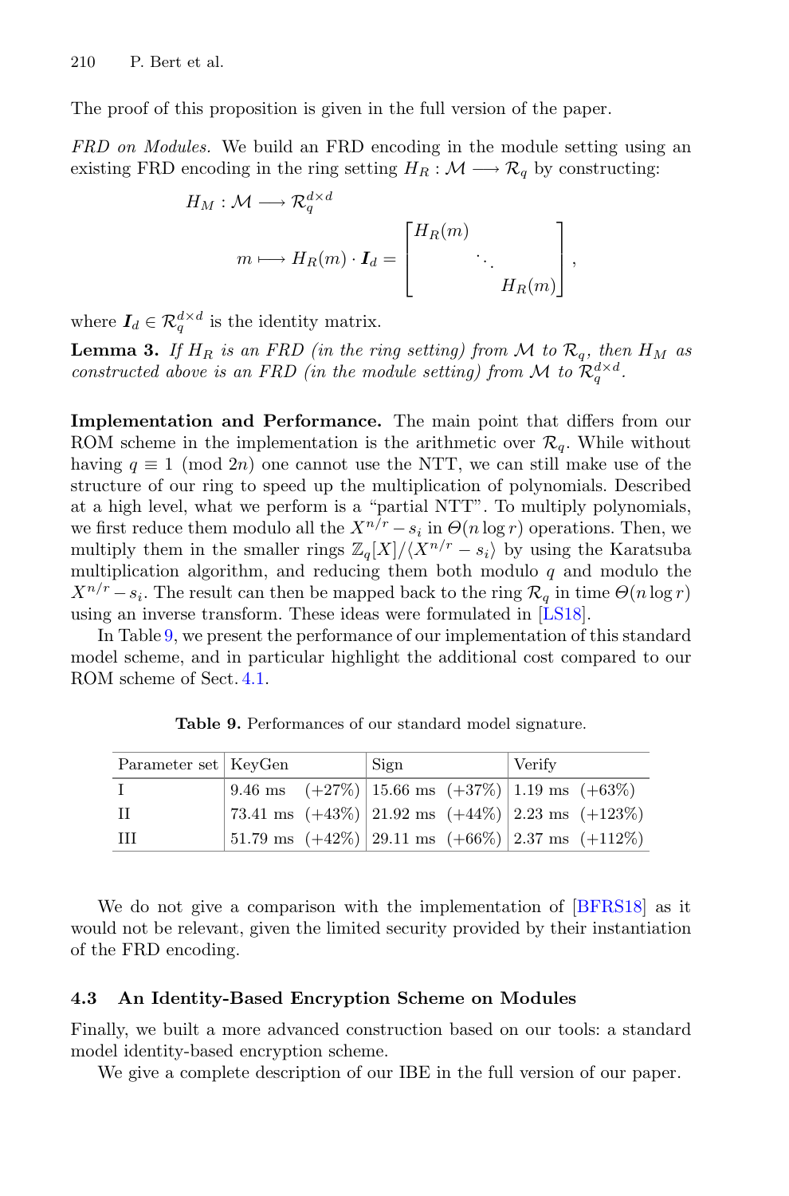The proof of this proposition is given in the full version of the paper.

*FRD on Modules.* We build an FRD encoding in the module setting using an existing FRD encoding in the ring setting $H_R : \mathcal{M} \longrightarrow \mathcal{R}_q$ by constructing:

$$H_M : \mathcal{M} \longrightarrow \mathcal{R}_q^{d \times d}$$

$$m \longmapsto H_R(m) \cdot \boldsymbol{I}_d = \begin{bmatrix} H_R(m) & & \\ & \ddots & \\ & & H_R(m) \end{bmatrix},$$

where $\boldsymbol{I}_d \in \mathcal{R}_q^{d \times d}$ is the identity matrix.

**Lemma 3.** *If $H_R$ is an FRD (in the ring setting) from $\mathcal{M}$ to $\mathcal{R}_q$, then $H_M$ as constructed above is an FRD (in the module setting) from $\mathcal{M}$ to $\mathcal{R}_q^{d \times d}$.*

**Implementation and Performance.** The main point that differs from our ROM scheme in the implementation is the arithmetic over $\mathcal{R}_q$. While without having $q \equiv 1 \pmod{2n}$ one cannot use the NTT, we can still make use of the structure of our ring to speed up the multiplication of polynomials. Described at a high level, what we perform is a "partial NTT". To multiply polynomials, we first reduce them modulo all the $X^{n/r} - s_i$ in $\Theta(n \log r)$ operations. Then, we multiply them in the smaller rings $\mathbb{Z}_q[X]/\langle X^{n/r} - s_i \rangle$ by using the Karatsuba multiplication algorithm, and reducing them both modulo $q$ and modulo the $X^{n/r} - s_i$. The result can then be mapped back to the ring $\mathcal{R}_q$ in time $\Theta(n \log r)$ using an inverse transform. These ideas were formulated in [LS18].

In Table 9, we present the performance of our implementation of this standard model scheme, and in particular highlight the additional cost compared to our ROM scheme of Sect. 4.1.

**Table 9.** Performances of our standard model signature.

| Parameter set | KeyGen | Sign | Verify |
|---|---|---|---|
| I | 9.46 ms (+27%) | 15.66 ms (+37%) | 1.19 ms (+63%) |
| II | 73.41 ms (+43%) | 21.92 ms (+44%) | 2.23 ms (+123%) |
| III | 51.79 ms (+42%) | 29.11 ms (+66%) | 2.37 ms (+112%) |

We do not give a comparison with the implementation of [BFRS18] as it would not be relevant, given the limited security provided by their instantiation of the FRD encoding.

### 4.3 An Identity-Based Encryption Scheme on Modules

Finally, we built a more advanced construction based on our tools: a standard model identity-based encryption scheme.

We give a complete description of our IBE in the full version of our paper.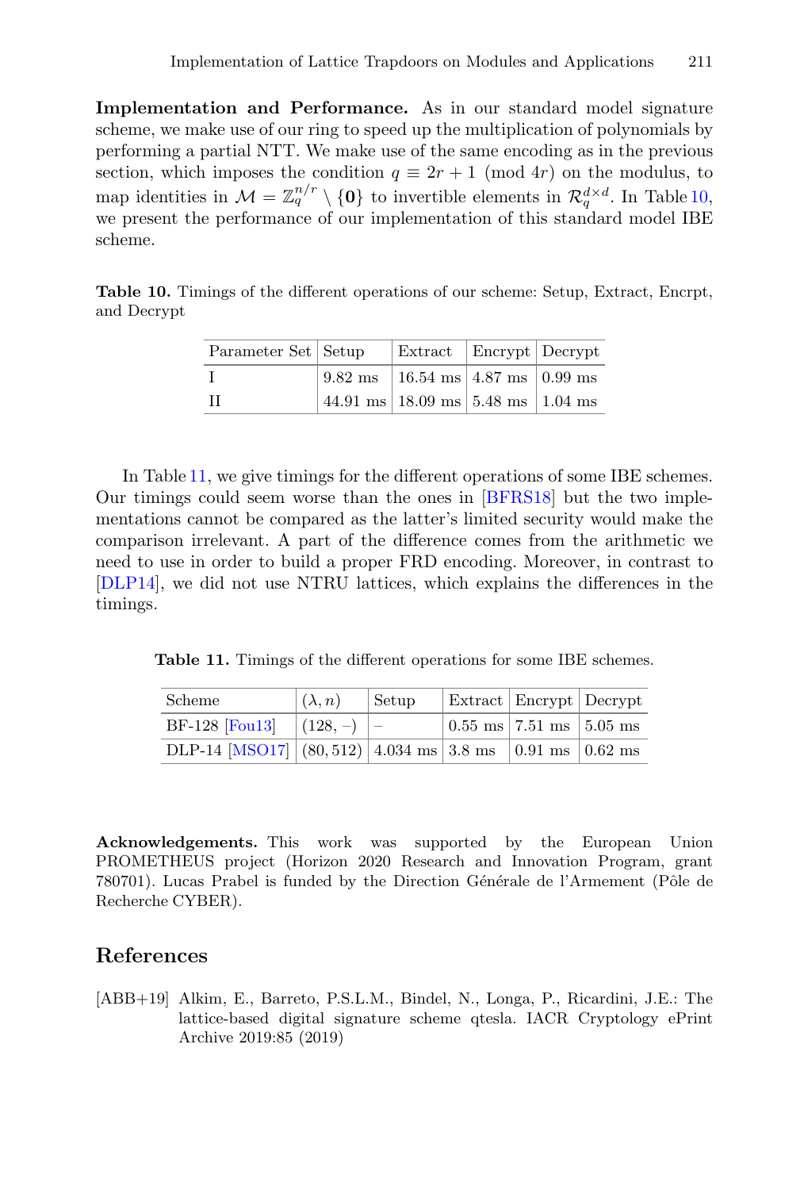**Implementation and Performance.** As in our standard model signature scheme, we make use of our ring to speed up the multiplication of polynomials by performing a partial NTT. We make use of the same encoding as in the previous section, which imposes the condition $q \equiv 2r + 1 \pmod{4r}$ on the modulus, to map identities in $\mathcal{M} = \mathbb{Z}_q^{n/r} \setminus \{\mathbf{0}\}$ to invertible elements in $\mathcal{R}_q^{d \times d}$. In Table 10, we present the performance of our implementation of this standard model IBE scheme.

**Table 10.** Timings of the different operations of our scheme: Setup, Extract, Encrpt, and Decrypt

| Parameter Set | Setup | Extract | Encrypt | Decrypt |
|---|---|---|---|---|
| I | 9.82 ms | 16.54 ms | 4.87 ms | 0.99 ms |
| II | 44.91 ms | 18.09 ms | 5.48 ms | 1.04 ms |

In Table 11, we give timings for the different operations of some IBE schemes. Our timings could seem worse than the ones in [BFRS18] but the two implementations cannot be compared as the latter's limited security would make the comparison irrelevant. A part of the difference comes from the arithmetic we need to use in order to build a proper FRD encoding. Moreover, in contrast to [DLP14], we did not use NTRU lattices, which explains the differences in the timings.

**Table 11.** Timings of the different operations for some IBE schemes.

| Scheme | $(\lambda, n)$ | Setup | Extract | Encrypt | Decrypt |
|---|---|---|---|---|---|
| BF-128 [Fou13] | (128, –) | – | 0.55 ms | 7.51 ms | 5.05 ms |
| DLP-14 [MSO17] | (80, 512) | 4.034 ms | 3.8 ms | 0.91 ms | 0.62 ms |

**Acknowledgements.** This work was supported by the European Union PROMETHEUS project (Horizon 2020 Research and Innovation Program, grant 780701). Lucas Prabel is funded by the Direction Générale de l'Armement (Pôle de Recherche CYBER).

## References

[ABB+19] Alkim, E., Barreto, P.S.L.M., Bindel, N., Longa, P., Ricardini, J.E.: The lattice-based digital signature scheme qtesla. IACR Cryptology ePrint Archive 2019:85 (2019)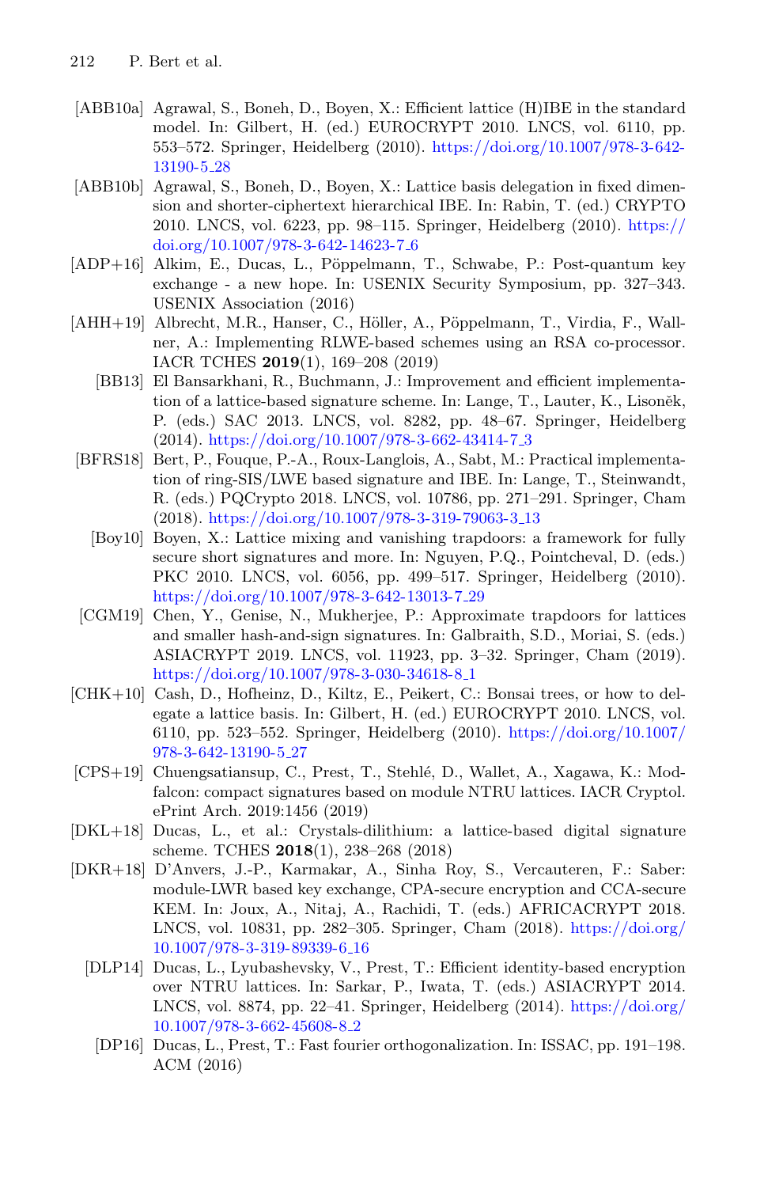[ABB10a] Agrawal, S., Boneh, D., Boyen, X.: Efficient lattice (H)IBE in the standard model. In: Gilbert, H. (ed.) EUROCRYPT 2010. LNCS, vol. 6110, pp. 553–572. Springer, Heidelberg (2010). https://doi.org/10.1007/978-3-642-13190-5_28

[ABB10b] Agrawal, S., Boneh, D., Boyen, X.: Lattice basis delegation in fixed dimension and shorter-ciphertext hierarchical IBE. In: Rabin, T. (ed.) CRYPTO 2010. LNCS, vol. 6223, pp. 98–115. Springer, Heidelberg (2010). https://doi.org/10.1007/978-3-642-14623-7_6

[ADP+16] Alkim, E., Ducas, L., Pöppelmann, T., Schwabe, P.: Post-quantum key exchange - a new hope. In: USENIX Security Symposium, pp. 327–343. USENIX Association (2016)

[AHH+19] Albrecht, M.R., Hanser, C., Höller, A., Pöppelmann, T., Virdia, F., Wallner, A.: Implementing RLWE-based schemes using an RSA co-processor. IACR TCHES **2019**(1), 169–208 (2019)

[BB13] El Bansarkhani, R., Buchmann, J.: Improvement and efficient implementation of a lattice-based signature scheme. In: Lange, T., Lauter, K., Lisoněk, P. (eds.) SAC 2013. LNCS, vol. 8282, pp. 48–67. Springer, Heidelberg (2014). https://doi.org/10.1007/978-3-662-43414-7_3

[BFRS18] Bert, P., Fouque, P.-A., Roux-Langlois, A., Sabt, M.: Practical implementation of ring-SIS/LWE based signature and IBE. In: Lange, T., Steinwandt, R. (eds.) PQCrypto 2018. LNCS, vol. 10786, pp. 271–291. Springer, Cham (2018). https://doi.org/10.1007/978-3-319-79063-3_13

[Boy10] Boyen, X.: Lattice mixing and vanishing trapdoors: a framework for fully secure short signatures and more. In: Nguyen, P.Q., Pointcheval, D. (eds.) PKC 2010. LNCS, vol. 6056, pp. 499–517. Springer, Heidelberg (2010). https://doi.org/10.1007/978-3-642-13013-7_29

[CGM19] Chen, Y., Genise, N., Mukherjee, P.: Approximate trapdoors for lattices and smaller hash-and-sign signatures. In: Galbraith, S.D., Moriai, S. (eds.) ASIACRYPT 2019. LNCS, vol. 11923, pp. 3–32. Springer, Cham (2019). https://doi.org/10.1007/978-3-030-34618-8_1

[CHK+10] Cash, D., Hofheinz, D., Kiltz, E., Peikert, C.: Bonsai trees, or how to delegate a lattice basis. In: Gilbert, H. (ed.) EUROCRYPT 2010. LNCS, vol. 6110, pp. 523–552. Springer, Heidelberg (2010). https://doi.org/10.1007/978-3-642-13190-5_27

[CPS+19] Chuengsatiansup, C., Prest, T., Stehlé, D., Wallet, A., Xagawa, K.: Modfalcon: compact signatures based on module NTRU lattices. IACR Cryptol. ePrint Arch. 2019:1456 (2019)

[DKL+18] Ducas, L., et al.: Crystals-dilithium: a lattice-based digital signature scheme. TCHES **2018**(1), 238–268 (2018)

[DKR+18] D'Anvers, J.-P., Karmakar, A., Sinha Roy, S., Vercauteren, F.: Saber: module-LWR based key exchange, CPA-secure encryption and CCA-secure KEM. In: Joux, A., Nitaj, A., Rachidi, T. (eds.) AFRICACRYPT 2018. LNCS, vol. 10831, pp. 282–305. Springer, Cham (2018). https://doi.org/10.1007/978-3-319-89339-6_16

[DLP14] Ducas, L., Lyubashevsky, V., Prest, T.: Efficient identity-based encryption over NTRU lattices. In: Sarkar, P., Iwata, T. (eds.) ASIACRYPT 2014. LNCS, vol. 8874, pp. 22–41. Springer, Heidelberg (2014). https://doi.org/10.1007/978-3-662-45608-8_2

[DP16] Ducas, L., Prest, T.: Fast fourier orthogonalization. In: ISSAC, pp. 191–198. ACM (2016)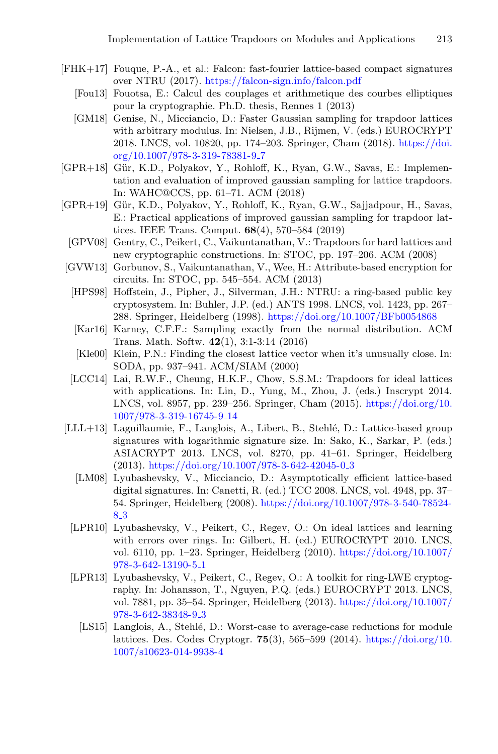[FHK+17] Fouque, P.-A., et al.: Falcon: fast-fourier lattice-based compact signatures over NTRU (2017). https://falcon-sign.info/falcon.pdf

[Fou13] Fouotsa, E.: Calcul des couplages et arithmetique des courbes elliptiques pour la cryptographie. Ph.D. thesis, Rennes 1 (2013)

[GM18] Genise, N., Micciancio, D.: Faster Gaussian sampling for trapdoor lattices with arbitrary modulus. In: Nielsen, J.B., Rijmen, V. (eds.) EUROCRYPT 2018. LNCS, vol. 10820, pp. 174–203. Springer, Cham (2018). https://doi.org/10.1007/978-3-319-78381-9_7

[GPR+18] Gür, K.D., Polyakov, Y., Rohloff, K., Ryan, G.W., Savas, E.: Implementation and evaluation of improved gaussian sampling for lattice trapdoors. In: WAHC@CCS, pp. 61–71. ACM (2018)

[GPR+19] Gür, K.D., Polyakov, Y., Rohloff, K., Ryan, G.W., Sajjadpour, H., Savas, E.: Practical applications of improved gaussian sampling for trapdoor lattices. IEEE Trans. Comput. **68**(4), 570–584 (2019)

[GPV08] Gentry, C., Peikert, C., Vaikuntanathan, V.: Trapdoors for hard lattices and new cryptographic constructions. In: STOC, pp. 197–206. ACM (2008)

[GVW13] Gorbunov, S., Vaikuntanathan, V., Wee, H.: Attribute-based encryption for circuits. In: STOC, pp. 545–554. ACM (2013)

[HPS98] Hoffstein, J., Pipher, J., Silverman, J.H.: NTRU: a ring-based public key cryptosystem. In: Buhler, J.P. (ed.) ANTS 1998. LNCS, vol. 1423, pp. 267–288. Springer, Heidelberg (1998). https://doi.org/10.1007/BFb0054868

[Kar16] Karney, C.F.F.: Sampling exactly from the normal distribution. ACM Trans. Math. Softw. **42**(1), 3:1-3:14 (2016)

[Kle00] Klein, P.N.: Finding the closest lattice vector when it's unusually close. In: SODA, pp. 937–941. ACM/SIAM (2000)

[LCC14] Lai, R.W.F., Cheung, H.K.F., Chow, S.S.M.: Trapdoors for ideal lattices with applications. In: Lin, D., Yung, M., Zhou, J. (eds.) Inscrypt 2014. LNCS, vol. 8957, pp. 239–256. Springer, Cham (2015). https://doi.org/10.1007/978-3-319-16745-9_14

[LLL+13] Laguillaumie, F., Langlois, A., Libert, B., Stehlé, D.: Lattice-based group signatures with logarithmic signature size. In: Sako, K., Sarkar, P. (eds.) ASIACRYPT 2013. LNCS, vol. 8270, pp. 41–61. Springer, Heidelberg (2013). https://doi.org/10.1007/978-3-642-42045-0_3

[LM08] Lyubashevsky, V., Micciancio, D.: Asymptotically efficient lattice-based digital signatures. In: Canetti, R. (ed.) TCC 2008. LNCS, vol. 4948, pp. 37–54. Springer, Heidelberg (2008). https://doi.org/10.1007/978-3-540-78524-8_3

[LPR10] Lyubashevsky, V., Peikert, C., Regev, O.: On ideal lattices and learning with errors over rings. In: Gilbert, H. (ed.) EUROCRYPT 2010. LNCS, vol. 6110, pp. 1–23. Springer, Heidelberg (2010). https://doi.org/10.1007/978-3-642-13190-5_1

[LPR13] Lyubashevsky, V., Peikert, C., Regev, O.: A toolkit for ring-LWE cryptography. In: Johansson, T., Nguyen, P.Q. (eds.) EUROCRYPT 2013. LNCS, vol. 7881, pp. 35–54. Springer, Heidelberg (2013). https://doi.org/10.1007/978-3-642-38348-9_3

[LS15] Langlois, A., Stehlé, D.: Worst-case to average-case reductions for module lattices. Des. Codes Cryptogr. **75**(3), 565–599 (2014). https://doi.org/10.1007/s10623-014-9938-4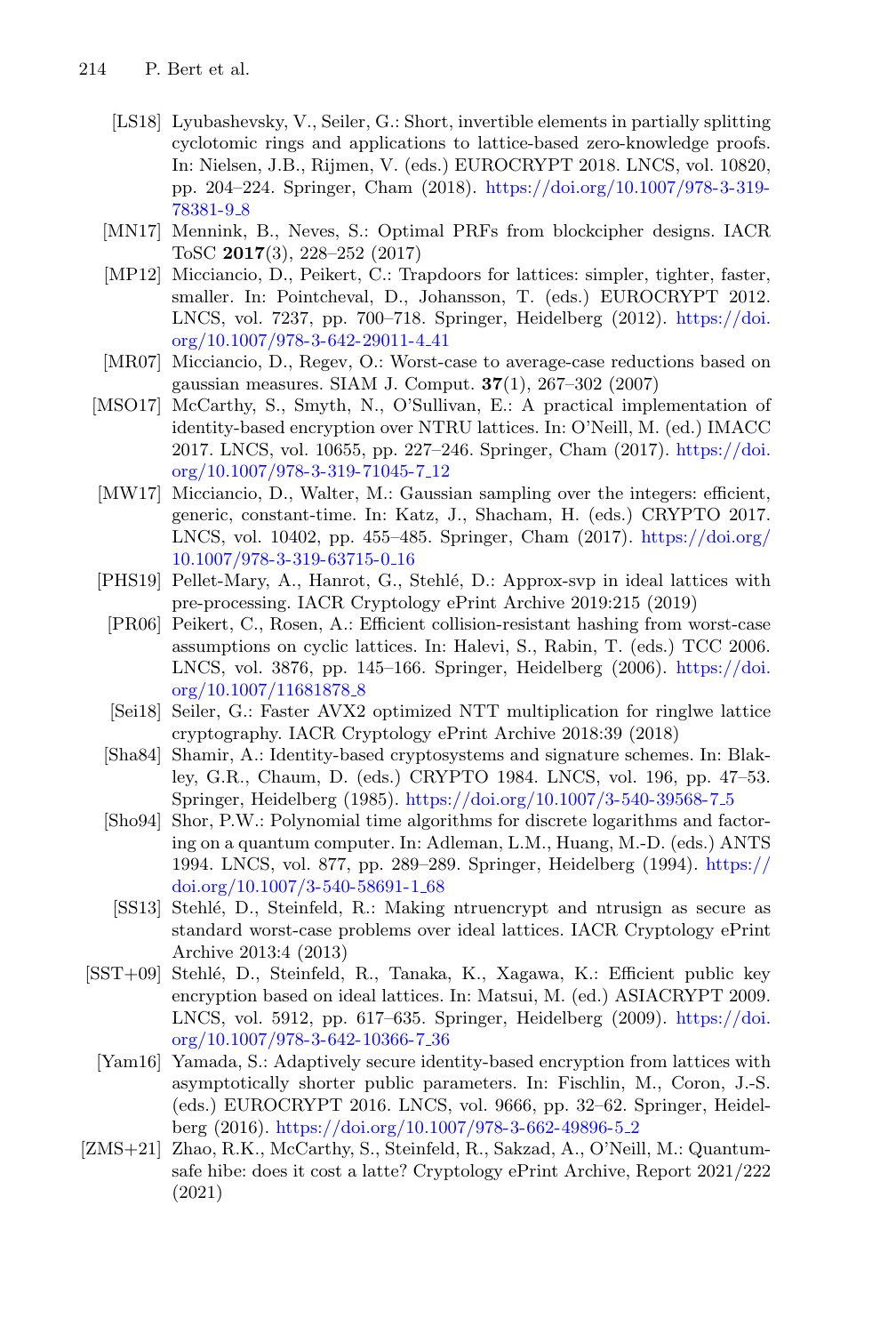- [LS18] Lyubashevsky, V., Seiler, G.: Short, invertible elements in partially splitting cyclotomic rings and applications to lattice-based zero-knowledge proofs. In: Nielsen, J.B., Rijmen, V. (eds.) EUROCRYPT 2018. LNCS, vol. 10820, pp. 204–224. Springer, Cham (2018). https://doi.org/10.1007/978-3-319-78381-9_8
- [MN17] Mennink, B., Neves, S.: Optimal PRFs from blockcipher designs. IACR ToSC **2017**(3), 228–252 (2017)
- [MP12] Micciancio, D., Peikert, C.: Trapdoors for lattices: simpler, tighter, faster, smaller. In: Pointcheval, D., Johansson, T. (eds.) EUROCRYPT 2012. LNCS, vol. 7237, pp. 700–718. Springer, Heidelberg (2012). https://doi.org/10.1007/978-3-642-29011-4_41
- [MR07] Micciancio, D., Regev, O.: Worst-case to average-case reductions based on gaussian measures. SIAM J. Comput. **37**(1), 267–302 (2007)
- [MSO17] McCarthy, S., Smyth, N., O'Sullivan, E.: A practical implementation of identity-based encryption over NTRU lattices. In: O'Neill, M. (ed.) IMACC 2017. LNCS, vol. 10655, pp. 227–246. Springer, Cham (2017). https://doi.org/10.1007/978-3-319-71045-7_12
- [MW17] Micciancio, D., Walter, M.: Gaussian sampling over the integers: efficient, generic, constant-time. In: Katz, J., Shacham, H. (eds.) CRYPTO 2017. LNCS, vol. 10402, pp. 455–485. Springer, Cham (2017). https://doi.org/10.1007/978-3-319-63715-0_16
- [PHS19] Pellet-Mary, A., Hanrot, G., Stehlé, D.: Approx-svp in ideal lattices with pre-processing. IACR Cryptology ePrint Archive 2019:215 (2019)
- [PR06] Peikert, C., Rosen, A.: Efficient collision-resistant hashing from worst-case assumptions on cyclic lattices. In: Halevi, S., Rabin, T. (eds.) TCC 2006. LNCS, vol. 3876, pp. 145–166. Springer, Heidelberg (2006). https://doi.org/10.1007/11681878_8
- [Sei18] Seiler, G.: Faster AVX2 optimized NTT multiplication for ringlwe lattice cryptography. IACR Cryptology ePrint Archive 2018:39 (2018)
- [Sha84] Shamir, A.: Identity-based cryptosystems and signature schemes. In: Blakley, G.R., Chaum, D. (eds.) CRYPTO 1984. LNCS, vol. 196, pp. 47–53. Springer, Heidelberg (1985). https://doi.org/10.1007/3-540-39568-7_5
- [Sho94] Shor, P.W.: Polynomial time algorithms for discrete logarithms and factoring on a quantum computer. In: Adleman, L.M., Huang, M.-D. (eds.) ANTS 1994. LNCS, vol. 877, pp. 289–289. Springer, Heidelberg (1994). https://doi.org/10.1007/3-540-58691-1_68
- [SS13] Stehlé, D., Steinfeld, R.: Making ntruencrypt and ntrusign as secure as standard worst-case problems over ideal lattices. IACR Cryptology ePrint Archive 2013:4 (2013)
- [SST+09] Stehlé, D., Steinfeld, R., Tanaka, K., Xagawa, K.: Efficient public key encryption based on ideal lattices. In: Matsui, M. (ed.) ASIACRYPT 2009. LNCS, vol. 5912, pp. 617–635. Springer, Heidelberg (2009). https://doi.org/10.1007/978-3-642-10366-7_36
- [Yam16] Yamada, S.: Adaptively secure identity-based encryption from lattices with asymptotically shorter public parameters. In: Fischlin, M., Coron, J.-S. (eds.) EUROCRYPT 2016. LNCS, vol. 9666, pp. 32–62. Springer, Heidelberg (2016). https://doi.org/10.1007/978-3-662-49896-5_2
- [ZMS+21] Zhao, R.K., McCarthy, S., Steinfeld, R., Sakzad, A., O'Neill, M.: Quantum-safe hibe: does it cost a latte? Cryptology ePrint Archive, Report 2021/222 (2021)